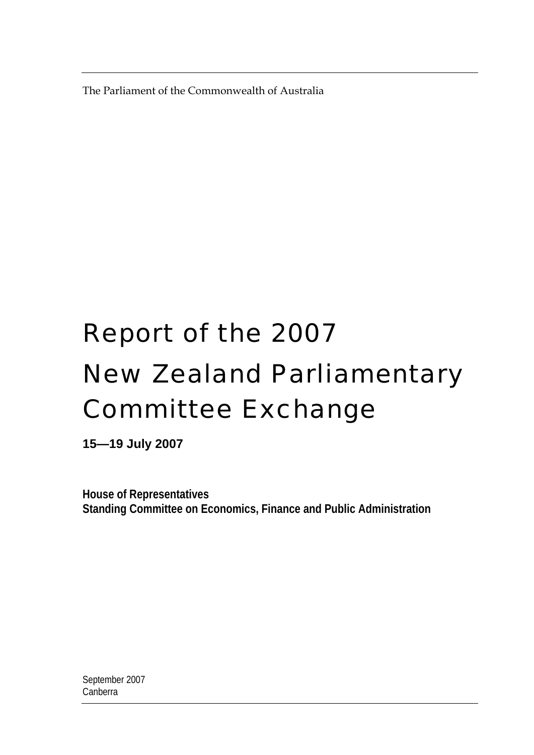The Parliament of the Commonwealth of Australia

# Report of the 2007 New Zealand Parliamentary Committee Exchange

**15—19 July 2007**

**House of Representatives**
**Standing Committee on Economics, Finance and Public Administration**

September 2007
Canberra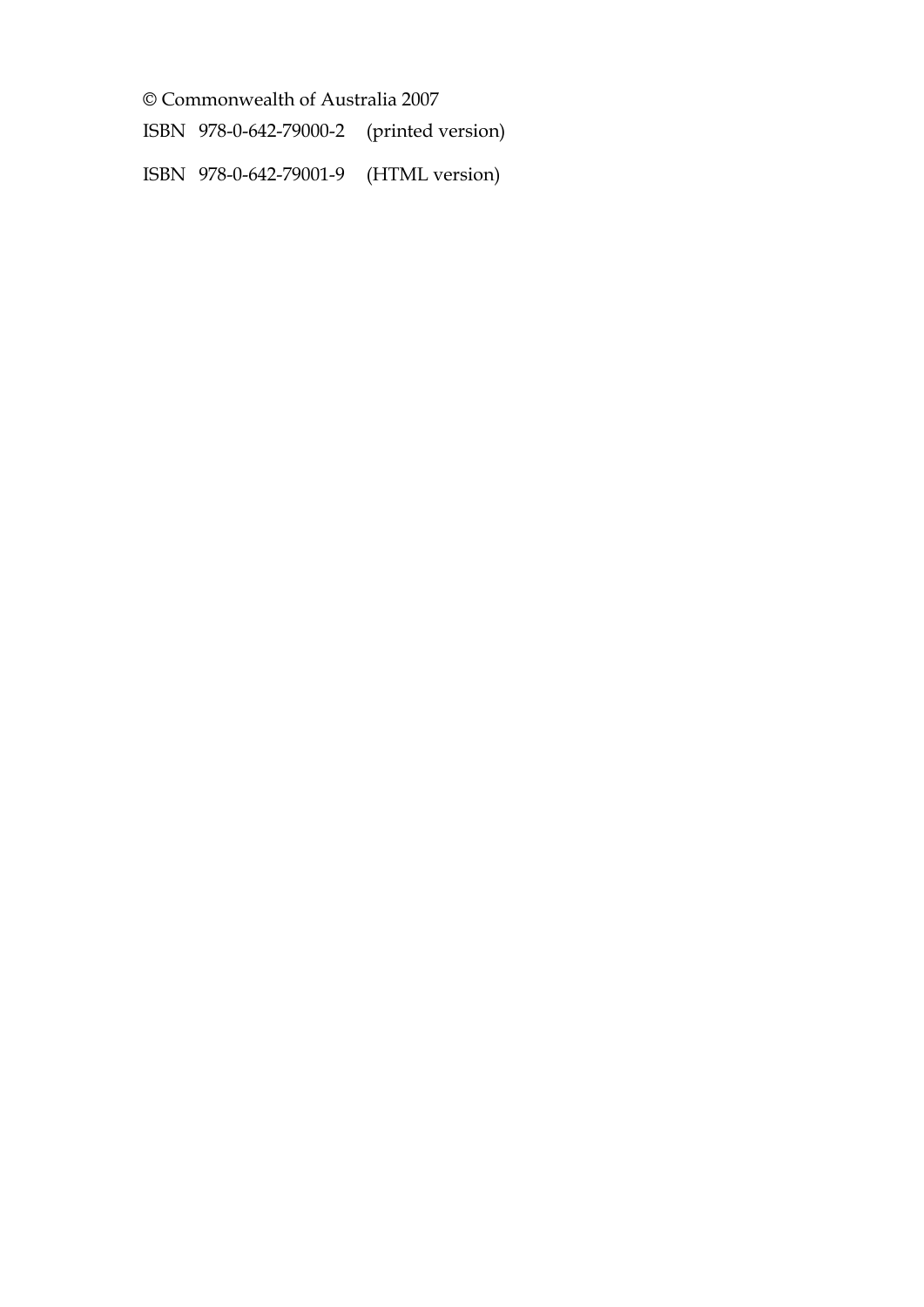© Commonwealth of Australia 2007

ISBN 978-0-642-79000-2 (printed version)

ISBN 978-0-642-79001-9 (HTML version)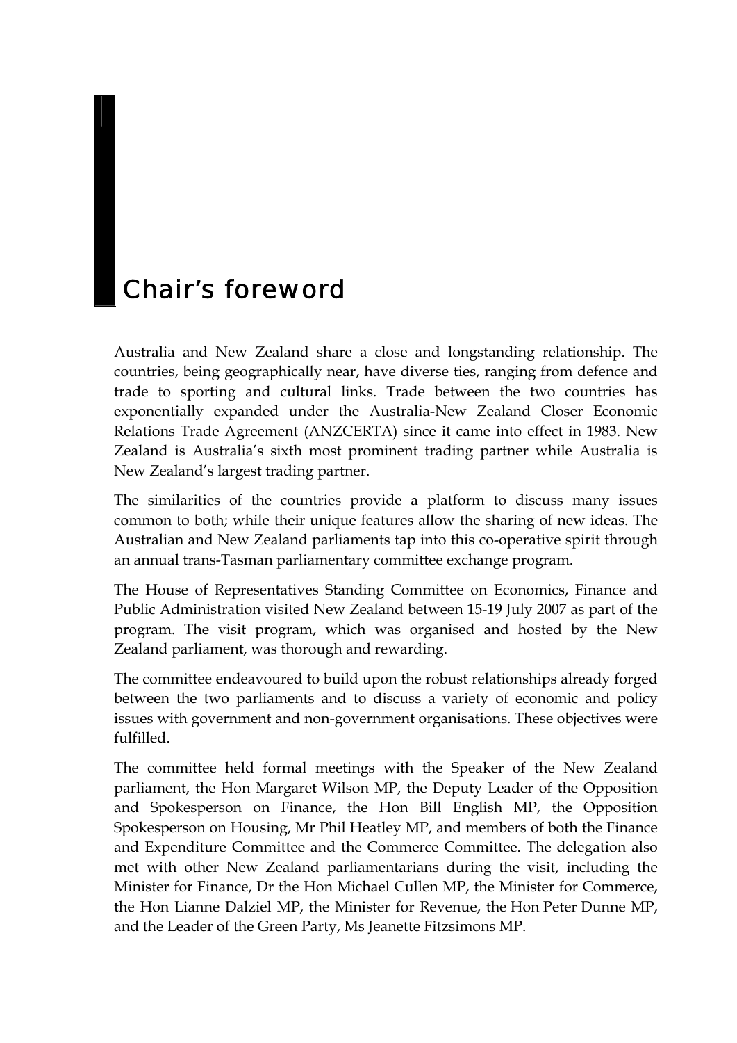# Chair's foreword

Australia and New Zealand share a close and longstanding relationship. The countries, being geographically near, have diverse ties, ranging from defence and trade to sporting and cultural links. Trade between the two countries has exponentially expanded under the Australia-New Zealand Closer Economic Relations Trade Agreement (ANZCERTA) since it came into effect in 1983. New Zealand is Australia's sixth most prominent trading partner while Australia is New Zealand's largest trading partner.

The similarities of the countries provide a platform to discuss many issues common to both; while their unique features allow the sharing of new ideas. The Australian and New Zealand parliaments tap into this co-operative spirit through an annual trans-Tasman parliamentary committee exchange program.

The House of Representatives Standing Committee on Economics, Finance and Public Administration visited New Zealand between 15-19 July 2007 as part of the program. The visit program, which was organised and hosted by the New Zealand parliament, was thorough and rewarding.

The committee endeavoured to build upon the robust relationships already forged between the two parliaments and to discuss a variety of economic and policy issues with government and non-government organisations. These objectives were fulfilled.

The committee held formal meetings with the Speaker of the New Zealand parliament, the Hon Margaret Wilson MP, the Deputy Leader of the Opposition and Spokesperson on Finance, the Hon Bill English MP, the Opposition Spokesperson on Housing, Mr Phil Heatley MP, and members of both the Finance and Expenditure Committee and the Commerce Committee. The delegation also met with other New Zealand parliamentarians during the visit, including the Minister for Finance, Dr the Hon Michael Cullen MP, the Minister for Commerce, the Hon Lianne Dalziel MP, the Minister for Revenue, the Hon Peter Dunne MP, and the Leader of the Green Party, Ms Jeanette Fitzsimons MP.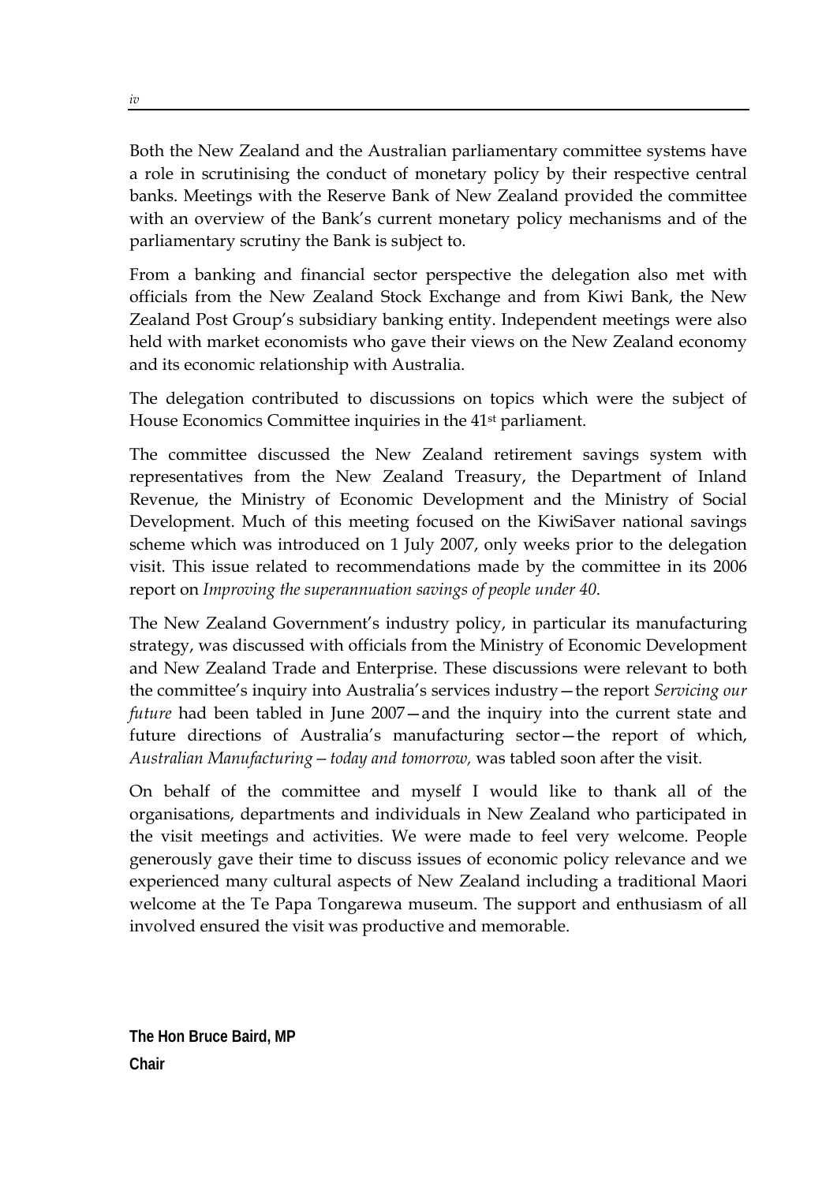Both the New Zealand and the Australian parliamentary committee systems have a role in scrutinising the conduct of monetary policy by their respective central banks. Meetings with the Reserve Bank of New Zealand provided the committee with an overview of the Bank's current monetary policy mechanisms and of the parliamentary scrutiny the Bank is subject to.

From a banking and financial sector perspective the delegation also met with officials from the New Zealand Stock Exchange and from Kiwi Bank, the New Zealand Post Group's subsidiary banking entity. Independent meetings were also held with market economists who gave their views on the New Zealand economy and its economic relationship with Australia.

The delegation contributed to discussions on topics which were the subject of House Economics Committee inquiries in the 41st parliament.

The committee discussed the New Zealand retirement savings system with representatives from the New Zealand Treasury, the Department of Inland Revenue, the Ministry of Economic Development and the Ministry of Social Development. Much of this meeting focused on the KiwiSaver national savings scheme which was introduced on 1 July 2007, only weeks prior to the delegation visit. This issue related to recommendations made by the committee in its 2006 report on *Improving the superannuation savings of people under 40*.

The New Zealand Government's industry policy, in particular its manufacturing strategy, was discussed with officials from the Ministry of Economic Development and New Zealand Trade and Enterprise. These discussions were relevant to both the committee's inquiry into Australia's services industry—the report *Servicing our future* had been tabled in June 2007—and the inquiry into the current state and future directions of Australia's manufacturing sector—the report of which, *Australian Manufacturing—today and tomorrow,* was tabled soon after the visit.

On behalf of the committee and myself I would like to thank all of the organisations, departments and individuals in New Zealand who participated in the visit meetings and activities. We were made to feel very welcome. People generously gave their time to discuss issues of economic policy relevance and we experienced many cultural aspects of New Zealand including a traditional Maori welcome at the Te Papa Tongarewa museum. The support and enthusiasm of all involved ensured the visit was productive and memorable.

**The Hon Bruce Baird, MP**
**Chair**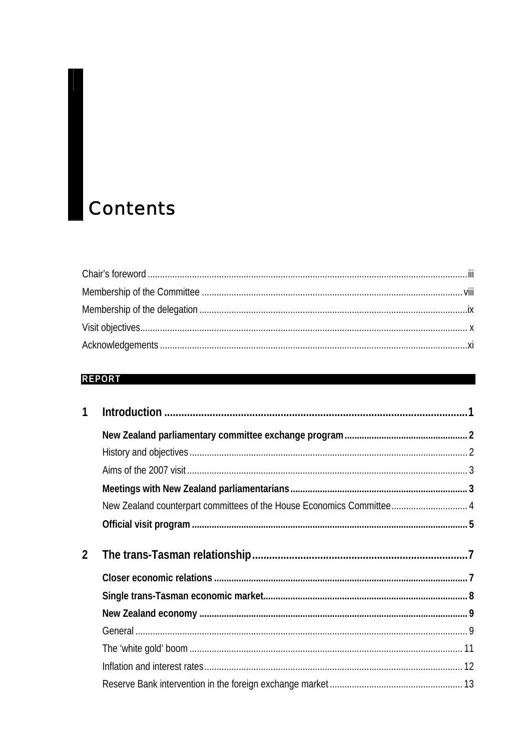# Contents

Chair's foreword ........ iii
Membership of the Committee ........ viii
Membership of the delegation ........ ix
Visit objectives ........ x
Acknowledgements ........ xi

**REPORT**

**1 Introduction ........ 1**

**New Zealand parliamentary committee exchange program ........ 2**

History and objectives ........ 2

Aims of the 2007 visit ........ 3

**Meetings with New Zealand parliamentarians ........ 3**

New Zealand counterpart committees of the House Economics Committee ........ 4

**Official visit program ........ 5**

**2 The trans-Tasman relationship ........ 7**

**Closer economic relations ........ 7**

**Single trans-Tasman economic market ........ 8**

**New Zealand economy ........ 9**

General ........ 9

The 'white gold' boom ........ 11

Inflation and interest rates ........ 12

Reserve Bank intervention in the foreign exchange market ........ 13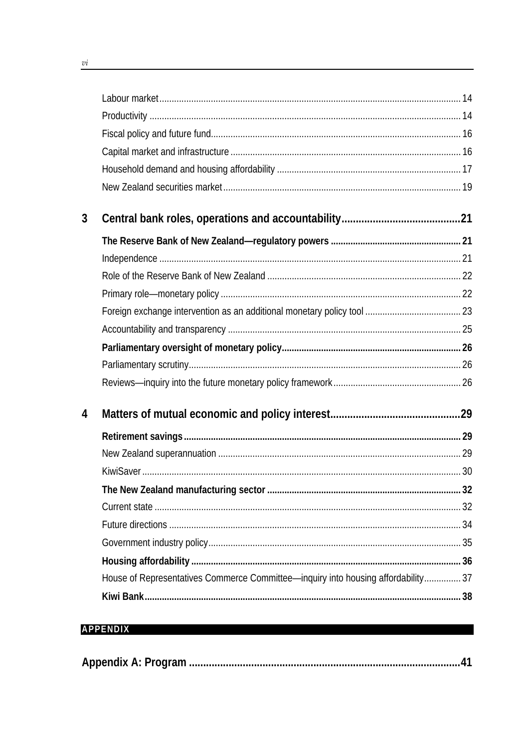Labour market ........................................................................................................... 14

Productivity .............................................................................................................. 14

Fiscal policy and future fund...................................................................................... 16

Capital market and infrastructure .............................................................................. 16

Household demand and housing affordability ........................................................... 17

New Zealand securities market.................................................................................. 19

**3 Central bank roles, operations and accountability..........................................21**

**The Reserve Bank of New Zealand—regulatory powers ..................................................... 21**

Independence ........................................................................................................... 21

Role of the Reserve Bank of New Zealand ................................................................ 22

Primary role—monetary policy .................................................................................. 22

Foreign exchange intervention as an additional monetary policy tool ....................... 23

Accountability and transparency ............................................................................... 25

**Parliamentary oversight of monetary policy......................................................................... 26**

Parliamentary scrutiny............................................................................................... 26

Reviews—inquiry into the future monetary policy framework.................................... 26

**4 Matters of mutual economic and policy interest.............................................29**

**Retirement savings.................................................................................................................. 29**

New Zealand superannuation ................................................................................... 29

KiwiSaver.................................................................................................................. 30

**The New Zealand manufacturing sector ............................................................................... 32**

Current state ............................................................................................................. 32

Future directions ....................................................................................................... 34

Government industry policy....................................................................................... 35

**Housing affordability .............................................................................................................. 36**

House of Representatives Commerce Committee—inquiry into housing affordability............... 37

**Kiwi Bank................................................................................................................................. 38**

**APPENDIX**

**Appendix A: Program ................................................................................................41**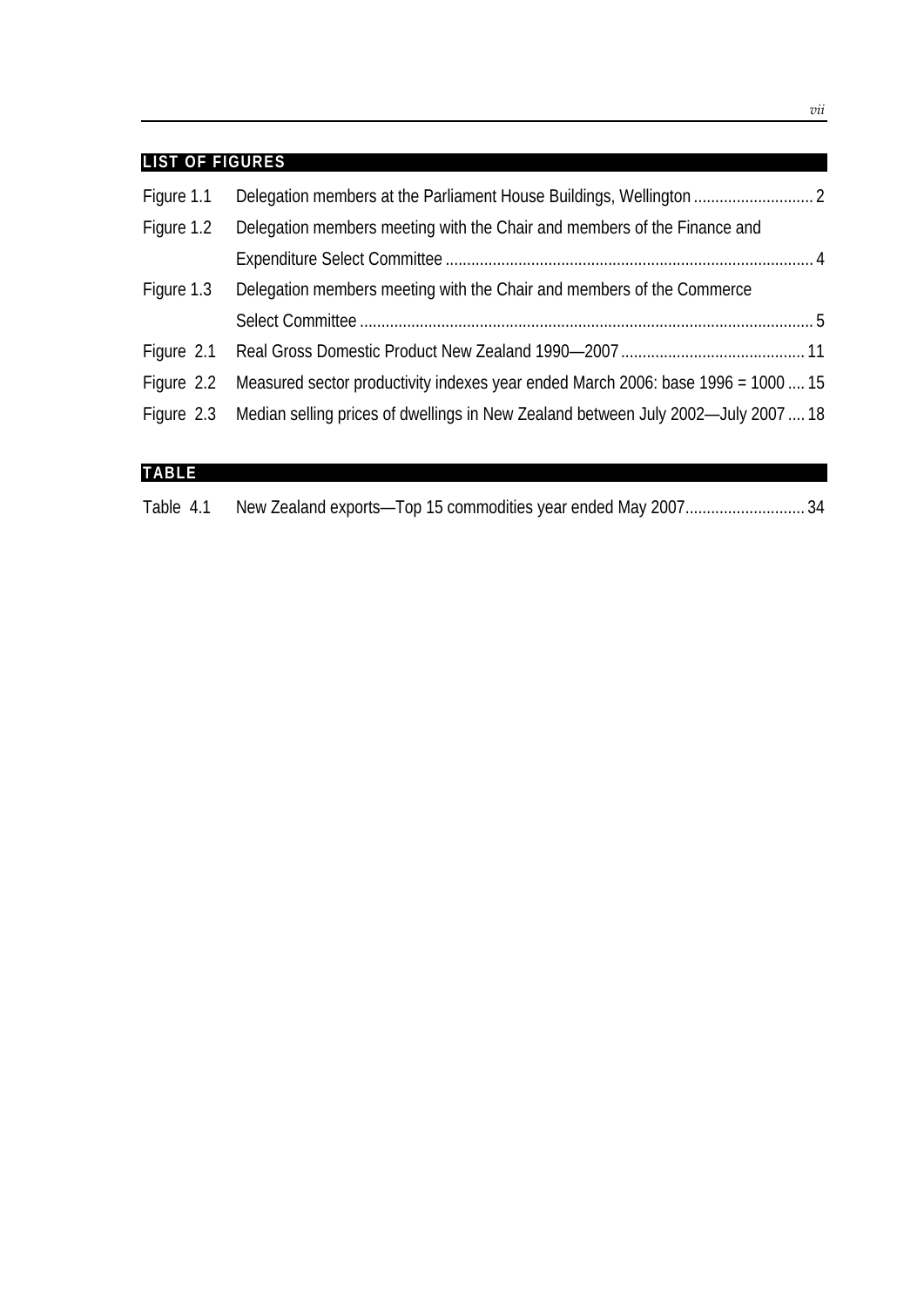## LIST OF FIGURES

| | | |
|---|---|---|
| Figure 1.1 | Delegation members at the Parliament House Buildings, Wellington | 2 |
| Figure 1.2 | Delegation members meeting with the Chair and members of the Finance and Expenditure Select Committee | 4 |
| Figure 1.3 | Delegation members meeting with the Chair and members of the Commerce Select Committee | 5 |
| Figure 2.1 | Real Gross Domestic Product New Zealand 1990—2007 | 11 |
| Figure 2.2 | Measured sector productivity indexes year ended March 2006: base 1996 = 1000 | 15 |
| Figure 2.3 | Median selling prices of dwellings in New Zealand between July 2002—July 2007 | 18 |

## TABLE

| | | |
|---|---|---|
| Table 4.1 | New Zealand exports—Top 15 commodities year ended May 2007 | 34 |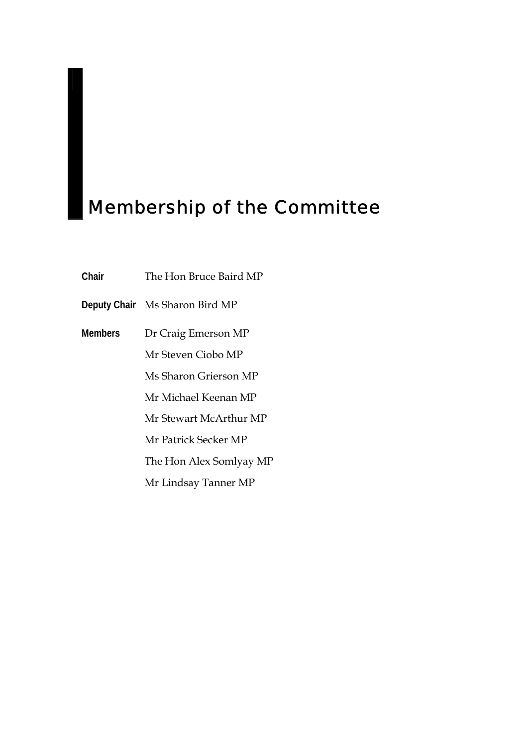# Membership of the Committee

| | |
|---|---|
| **Chair** | The Hon Bruce Baird MP |
| **Deputy Chair** | Ms Sharon Bird MP |
| **Members** | Dr Craig Emerson MP |
| | Mr Steven Ciobo MP |
| | Ms Sharon Grierson MP |
| | Mr Michael Keenan MP |
| | Mr Stewart McArthur MP |
| | Mr Patrick Secker MP |
| | The Hon Alex Somlyay MP |
| | Mr Lindsay Tanner MP |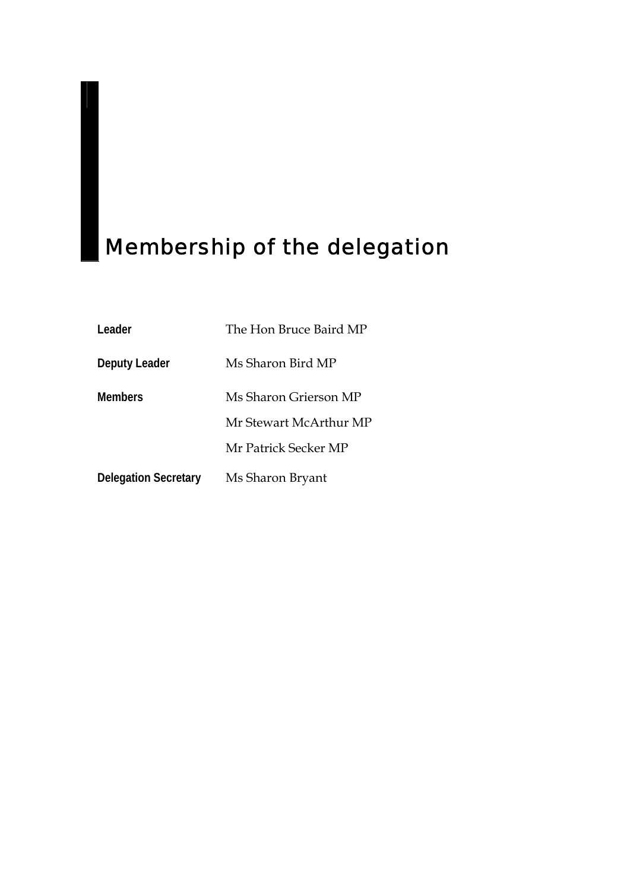# Membership of the delegation

| | |
|---|---|
| **Leader** | The Hon Bruce Baird MP |
| **Deputy Leader** | Ms Sharon Bird MP |
| **Members** | Ms Sharon Grierson MP |
| | Mr Stewart McArthur MP |
| | Mr Patrick Secker MP |
| **Delegation Secretary** | Ms Sharon Bryant |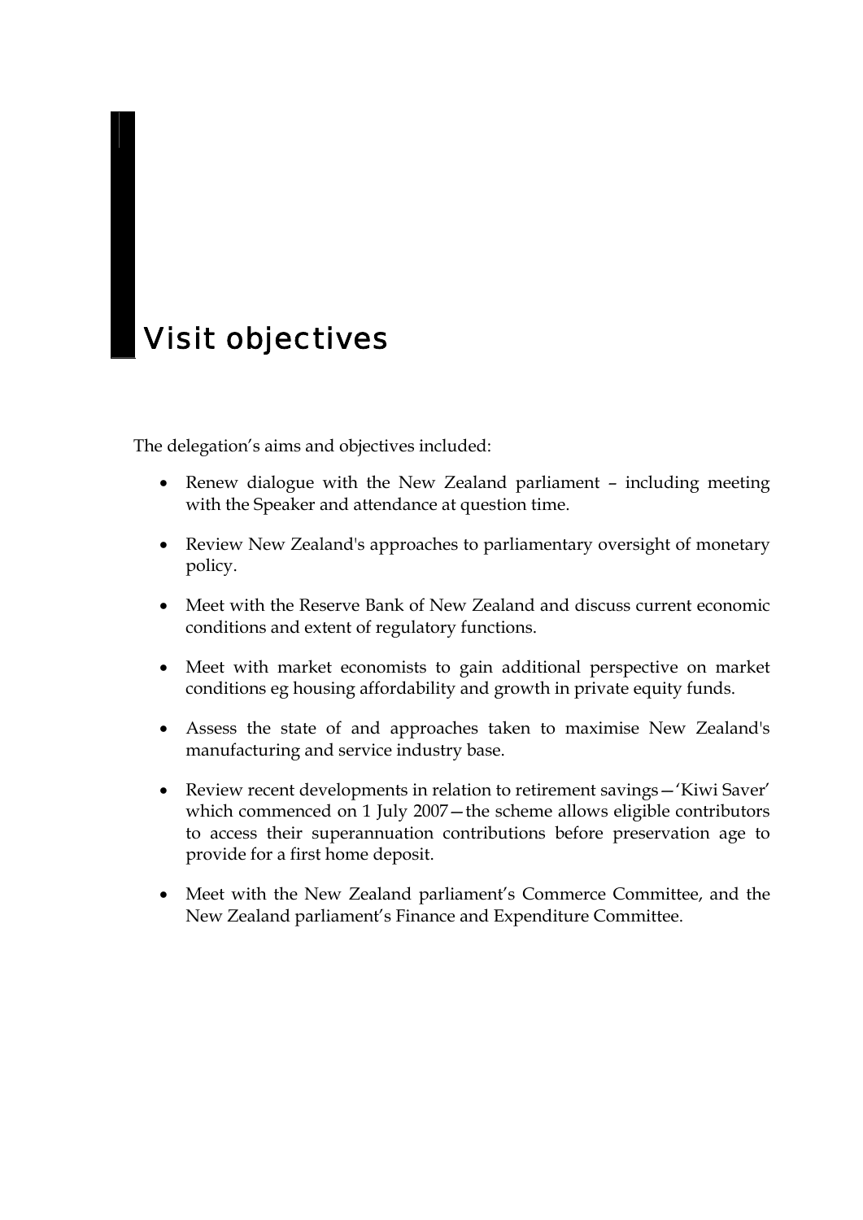# Visit objectives

The delegation's aims and objectives included:

- Renew dialogue with the New Zealand parliament – including meeting with the Speaker and attendance at question time.
- Review New Zealand's approaches to parliamentary oversight of monetary policy.
- Meet with the Reserve Bank of New Zealand and discuss current economic conditions and extent of regulatory functions.
- Meet with market economists to gain additional perspective on market conditions eg housing affordability and growth in private equity funds.
- Assess the state of and approaches taken to maximise New Zealand's manufacturing and service industry base.
- Review recent developments in relation to retirement savings—'Kiwi Saver' which commenced on 1 July 2007—the scheme allows eligible contributors to access their superannuation contributions before preservation age to provide for a first home deposit.
- Meet with the New Zealand parliament's Commerce Committee, and the New Zealand parliament's Finance and Expenditure Committee.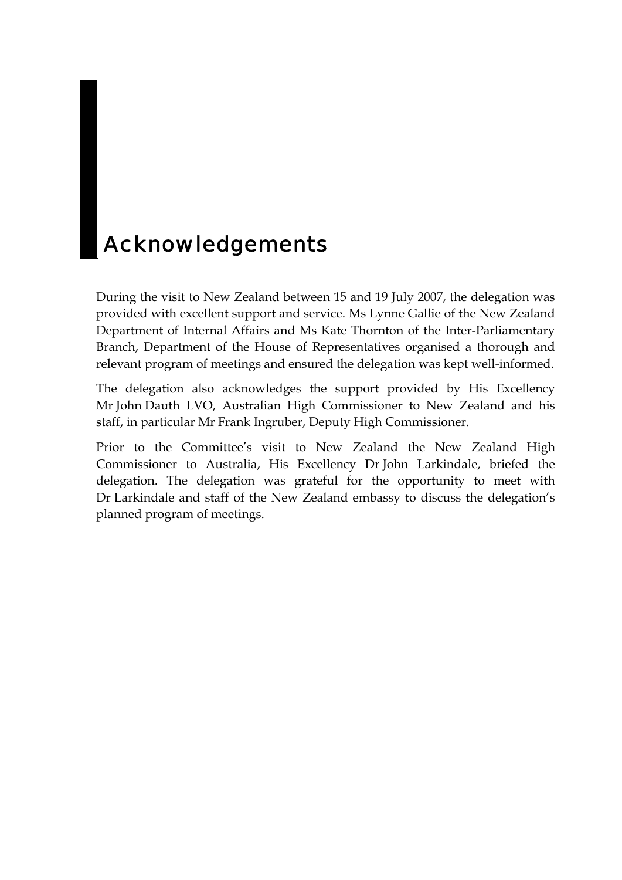# Acknowledgements

During the visit to New Zealand between 15 and 19 July 2007, the delegation was provided with excellent support and service. Ms Lynne Gallie of the New Zealand Department of Internal Affairs and Ms Kate Thornton of the Inter-Parliamentary Branch, Department of the House of Representatives organised a thorough and relevant program of meetings and ensured the delegation was kept well-informed.

The delegation also acknowledges the support provided by His Excellency Mr John Dauth LVO, Australian High Commissioner to New Zealand and his staff, in particular Mr Frank Ingruber, Deputy High Commissioner.

Prior to the Committee's visit to New Zealand the New Zealand High Commissioner to Australia, His Excellency Dr John Larkindale, briefed the delegation. The delegation was grateful for the opportunity to meet with Dr Larkindale and staff of the New Zealand embassy to discuss the delegation's planned program of meetings.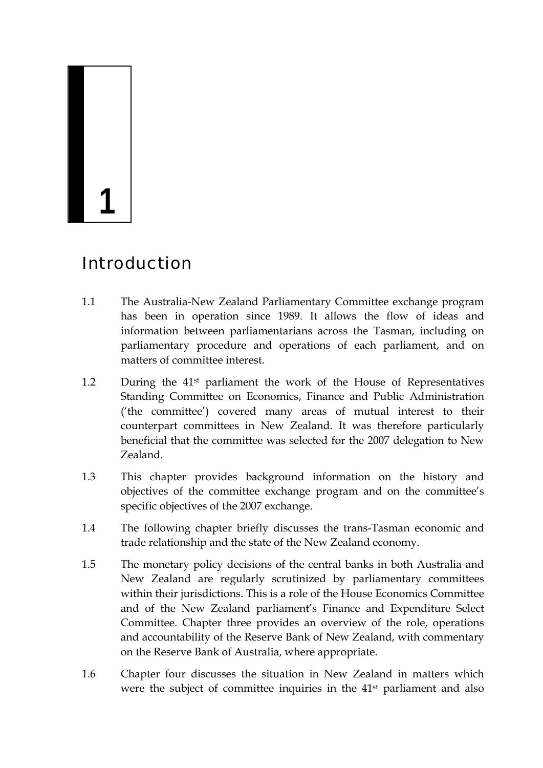# 1

## Introduction

1.1 The Australia-New Zealand Parliamentary Committee exchange program has been in operation since 1989. It allows the flow of ideas and information between parliamentarians across the Tasman, including on parliamentary procedure and operations of each parliament, and on matters of committee interest.

1.2 During the 41st parliament the work of the House of Representatives Standing Committee on Economics, Finance and Public Administration ('the committee') covered many areas of mutual interest to their counterpart committees in New Zealand. It was therefore particularly beneficial that the committee was selected for the 2007 delegation to New Zealand.

1.3 This chapter provides background information on the history and objectives of the committee exchange program and on the committee's specific objectives of the 2007 exchange.

1.4 The following chapter briefly discusses the trans-Tasman economic and trade relationship and the state of the New Zealand economy.

1.5 The monetary policy decisions of the central banks in both Australia and New Zealand are regularly scrutinized by parliamentary committees within their jurisdictions. This is a role of the House Economics Committee and of the New Zealand parliament's Finance and Expenditure Select Committee. Chapter three provides an overview of the role, operations and accountability of the Reserve Bank of New Zealand, with commentary on the Reserve Bank of Australia, where appropriate.

1.6 Chapter four discusses the situation in New Zealand in matters which were the subject of committee inquiries in the 41st parliament and also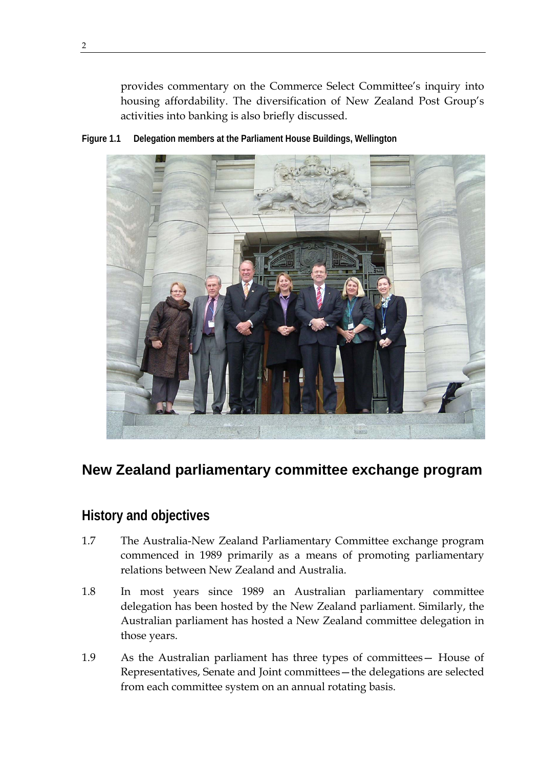provides commentary on the Commerce Select Committee's inquiry into housing affordability. The diversification of New Zealand Post Group's activities into banking is also briefly discussed.

**Figure 1.1 Delegation members at the Parliament House Buildings, Wellington**

## New Zealand parliamentary committee exchange program

### History and objectives

1.7 The Australia-New Zealand Parliamentary Committee exchange program commenced in 1989 primarily as a means of promoting parliamentary relations between New Zealand and Australia.

1.8 In most years since 1989 an Australian parliamentary committee delegation has been hosted by the New Zealand parliament. Similarly, the Australian parliament has hosted a New Zealand committee delegation in those years.

1.9 As the Australian parliament has three types of committees— House of Representatives, Senate and Joint committees—the delegations are selected from each committee system on an annual rotating basis.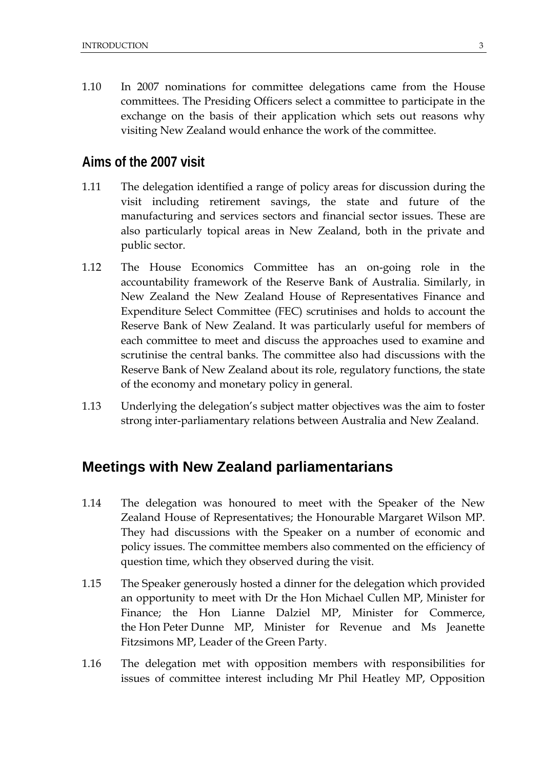1.10 In 2007 nominations for committee delegations came from the House committees. The Presiding Officers select a committee to participate in the exchange on the basis of their application which sets out reasons why visiting New Zealand would enhance the work of the committee.

### Aims of the 2007 visit

1.11 The delegation identified a range of policy areas for discussion during the visit including retirement savings, the state and future of the manufacturing and services sectors and financial sector issues. These are also particularly topical areas in New Zealand, both in the private and public sector.

1.12 The House Economics Committee has an on-going role in the accountability framework of the Reserve Bank of Australia. Similarly, in New Zealand the New Zealand House of Representatives Finance and Expenditure Select Committee (FEC) scrutinises and holds to account the Reserve Bank of New Zealand. It was particularly useful for members of each committee to meet and discuss the approaches used to examine and scrutinise the central banks. The committee also had discussions with the Reserve Bank of New Zealand about its role, regulatory functions, the state of the economy and monetary policy in general.

1.13 Underlying the delegation's subject matter objectives was the aim to foster strong inter-parliamentary relations between Australia and New Zealand.

## Meetings with New Zealand parliamentarians

1.14 The delegation was honoured to meet with the Speaker of the New Zealand House of Representatives; the Honourable Margaret Wilson MP. They had discussions with the Speaker on a number of economic and policy issues. The committee members also commented on the efficiency of question time, which they observed during the visit.

1.15 The Speaker generously hosted a dinner for the delegation which provided an opportunity to meet with Dr the Hon Michael Cullen MP, Minister for Finance; the Hon Lianne Dalziel MP, Minister for Commerce, the Hon Peter Dunne MP, Minister for Revenue and Ms Jeanette Fitzsimons MP, Leader of the Green Party.

1.16 The delegation met with opposition members with responsibilities for issues of committee interest including Mr Phil Heatley MP, Opposition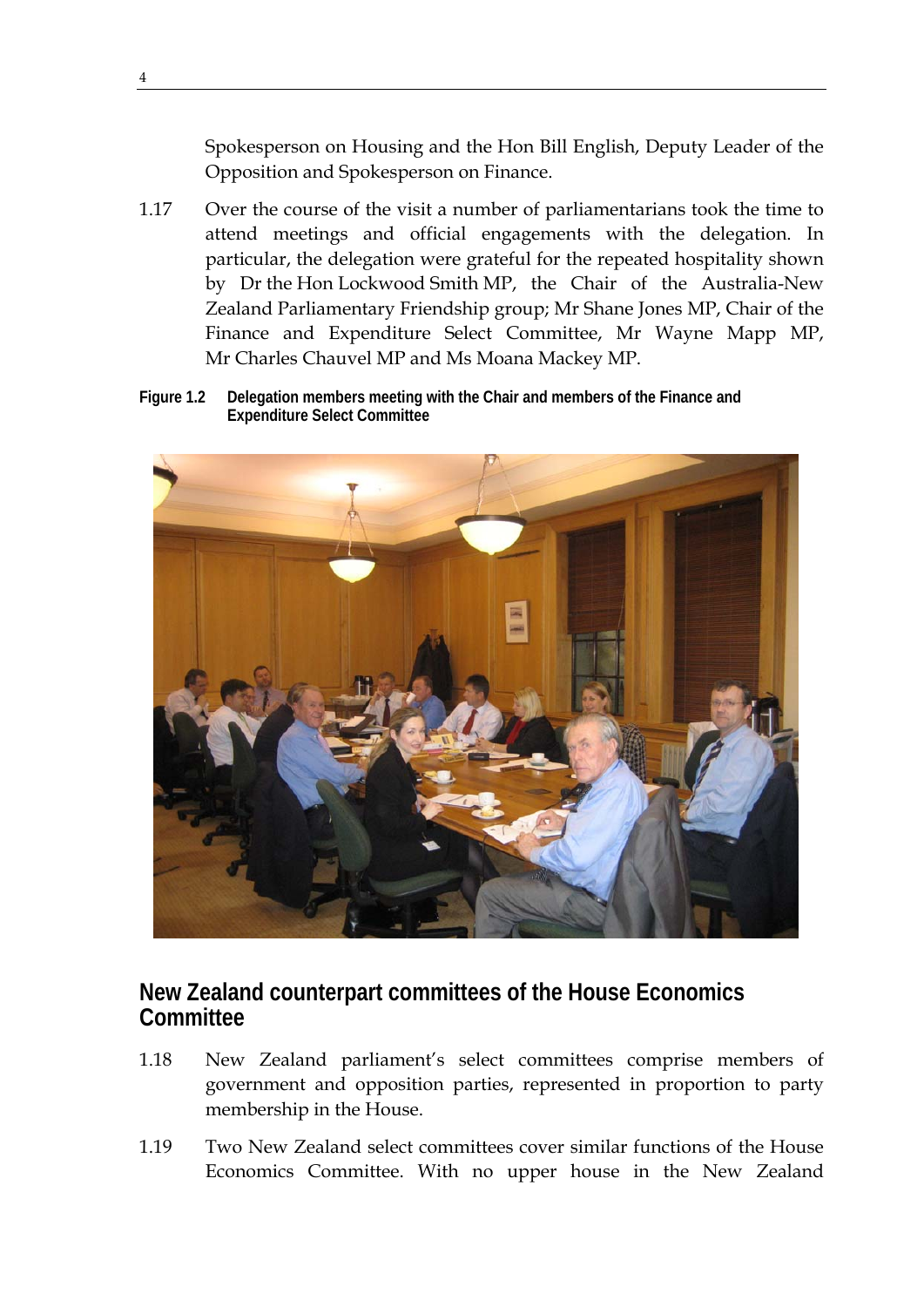Spokesperson on Housing and the Hon Bill English, Deputy Leader of the Opposition and Spokesperson on Finance.

1.17 Over the course of the visit a number of parliamentarians took the time to attend meetings and official engagements with the delegation. In particular, the delegation were grateful for the repeated hospitality shown by Dr the Hon Lockwood Smith MP, the Chair of the Australia-New Zealand Parliamentary Friendship group; Mr Shane Jones MP, Chair of the Finance and Expenditure Select Committee, Mr Wayne Mapp MP, Mr Charles Chauvel MP and Ms Moana Mackey MP.

**Figure 1.2 Delegation members meeting with the Chair and members of the Finance and Expenditure Select Committee**

## New Zealand counterpart committees of the House Economics Committee

1.18 New Zealand parliament's select committees comprise members of government and opposition parties, represented in proportion to party membership in the House.

1.19 Two New Zealand select committees cover similar functions of the House Economics Committee. With no upper house in the New Zealand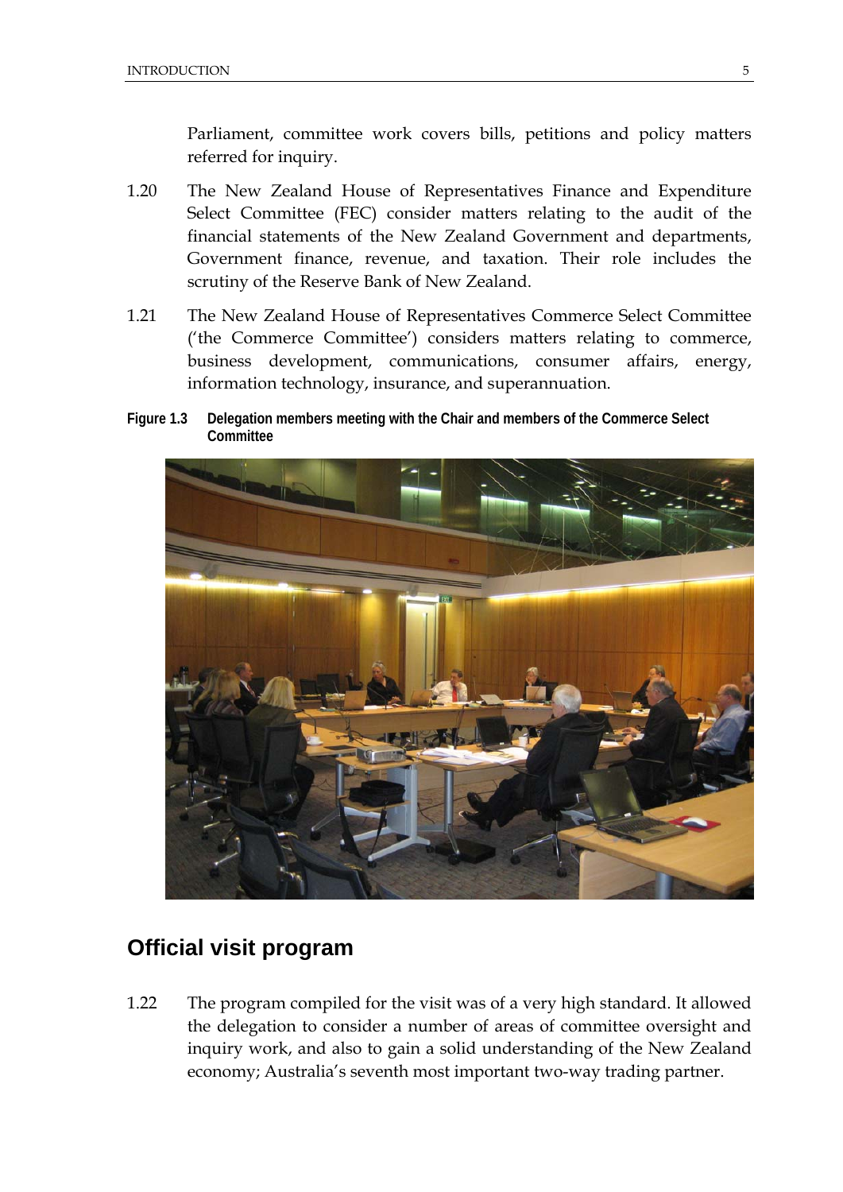Parliament, committee work covers bills, petitions and policy matters referred for inquiry.

1.20 The New Zealand House of Representatives Finance and Expenditure Select Committee (FEC) consider matters relating to the audit of the financial statements of the New Zealand Government and departments, Government finance, revenue, and taxation. Their role includes the scrutiny of the Reserve Bank of New Zealand.

1.21 The New Zealand House of Representatives Commerce Select Committee ('the Commerce Committee') considers matters relating to commerce, business development, communications, consumer affairs, energy, information technology, insurance, and superannuation.

**Figure 1.3 Delegation members meeting with the Chair and members of the Commerce Select Committee**

## Official visit program

1.22 The program compiled for the visit was of a very high standard. It allowed the delegation to consider a number of areas of committee oversight and inquiry work, and also to gain a solid understanding of the New Zealand economy; Australia's seventh most important two-way trading partner.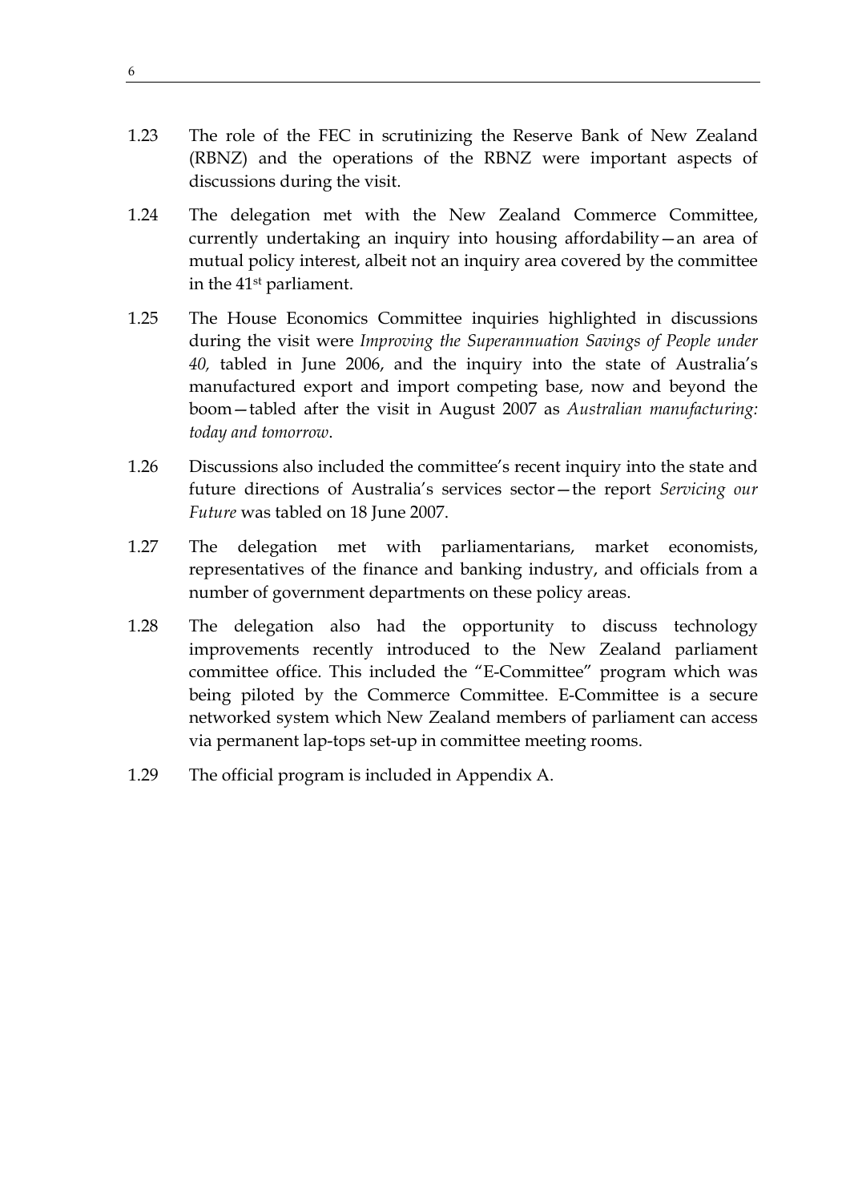1.23 The role of the FEC in scrutinizing the Reserve Bank of New Zealand (RBNZ) and the operations of the RBNZ were important aspects of discussions during the visit.

1.24 The delegation met with the New Zealand Commerce Committee, currently undertaking an inquiry into housing affordability—an area of mutual policy interest, albeit not an inquiry area covered by the committee in the 41st parliament.

1.25 The House Economics Committee inquiries highlighted in discussions during the visit were *Improving the Superannuation Savings of People under 40,* tabled in June 2006, and the inquiry into the state of Australia's manufactured export and import competing base, now and beyond the boom—tabled after the visit in August 2007 as *Australian manufacturing: today and tomorrow*.

1.26 Discussions also included the committee's recent inquiry into the state and future directions of Australia's services sector—the report *Servicing our Future* was tabled on 18 June 2007.

1.27 The delegation met with parliamentarians, market economists, representatives of the finance and banking industry, and officials from a number of government departments on these policy areas.

1.28 The delegation also had the opportunity to discuss technology improvements recently introduced to the New Zealand parliament committee office. This included the "E-Committee" program which was being piloted by the Commerce Committee. E-Committee is a secure networked system which New Zealand members of parliament can access via permanent lap-tops set-up in committee meeting rooms.

1.29 The official program is included in Appendix A.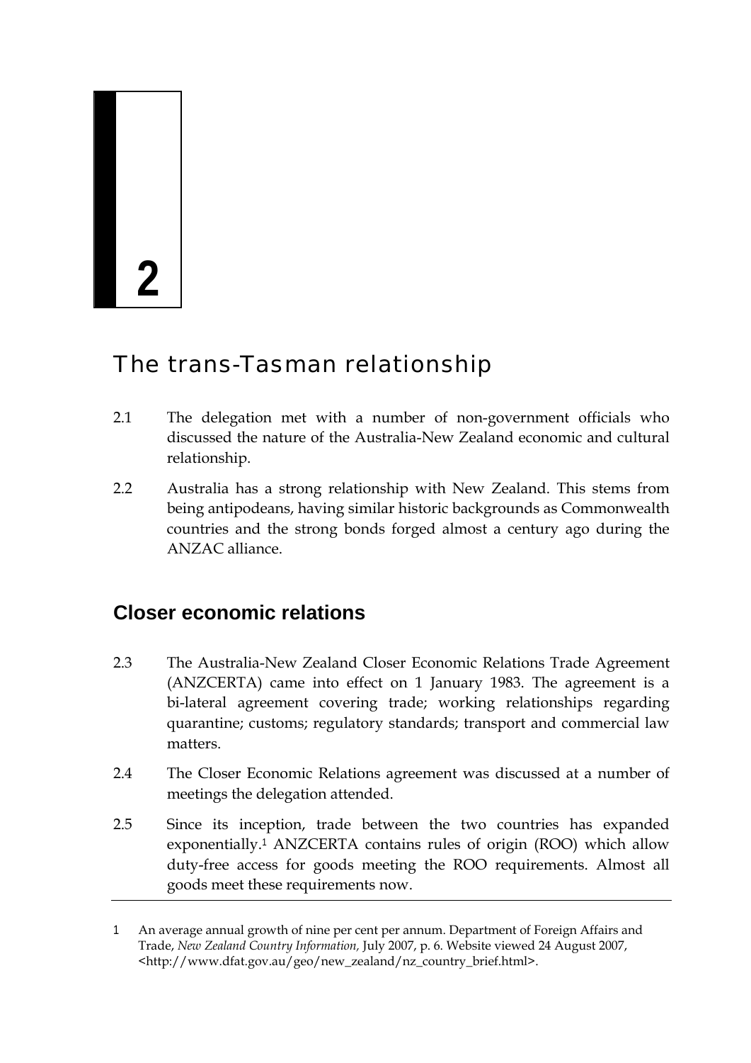# 2

# The trans-Tasman relationship

2.1 The delegation met with a number of non-government officials who discussed the nature of the Australia-New Zealand economic and cultural relationship.

2.2 Australia has a strong relationship with New Zealand. This stems from being antipodeans, having similar historic backgrounds as Commonwealth countries and the strong bonds forged almost a century ago during the ANZAC alliance.

## Closer economic relations

2.3 The Australia-New Zealand Closer Economic Relations Trade Agreement (ANZCERTA) came into effect on 1 January 1983. The agreement is a bi-lateral agreement covering trade; working relationships regarding quarantine; customs; regulatory standards; transport and commercial law matters.

2.4 The Closer Economic Relations agreement was discussed at a number of meetings the delegation attended.

2.5 Since its inception, trade between the two countries has expanded exponentially.[1] ANZCERTA contains rules of origin (ROO) which allow duty-free access for goods meeting the ROO requirements. Almost all goods meet these requirements now.

---

1 An average annual growth of nine per cent per annum. Department of Foreign Affairs and Trade, *New Zealand Country Information,* July 2007, p. 6. Website viewed 24 August 2007, <http://www.dfat.gov.au/geo/new_zealand/nz_country_brief.html>.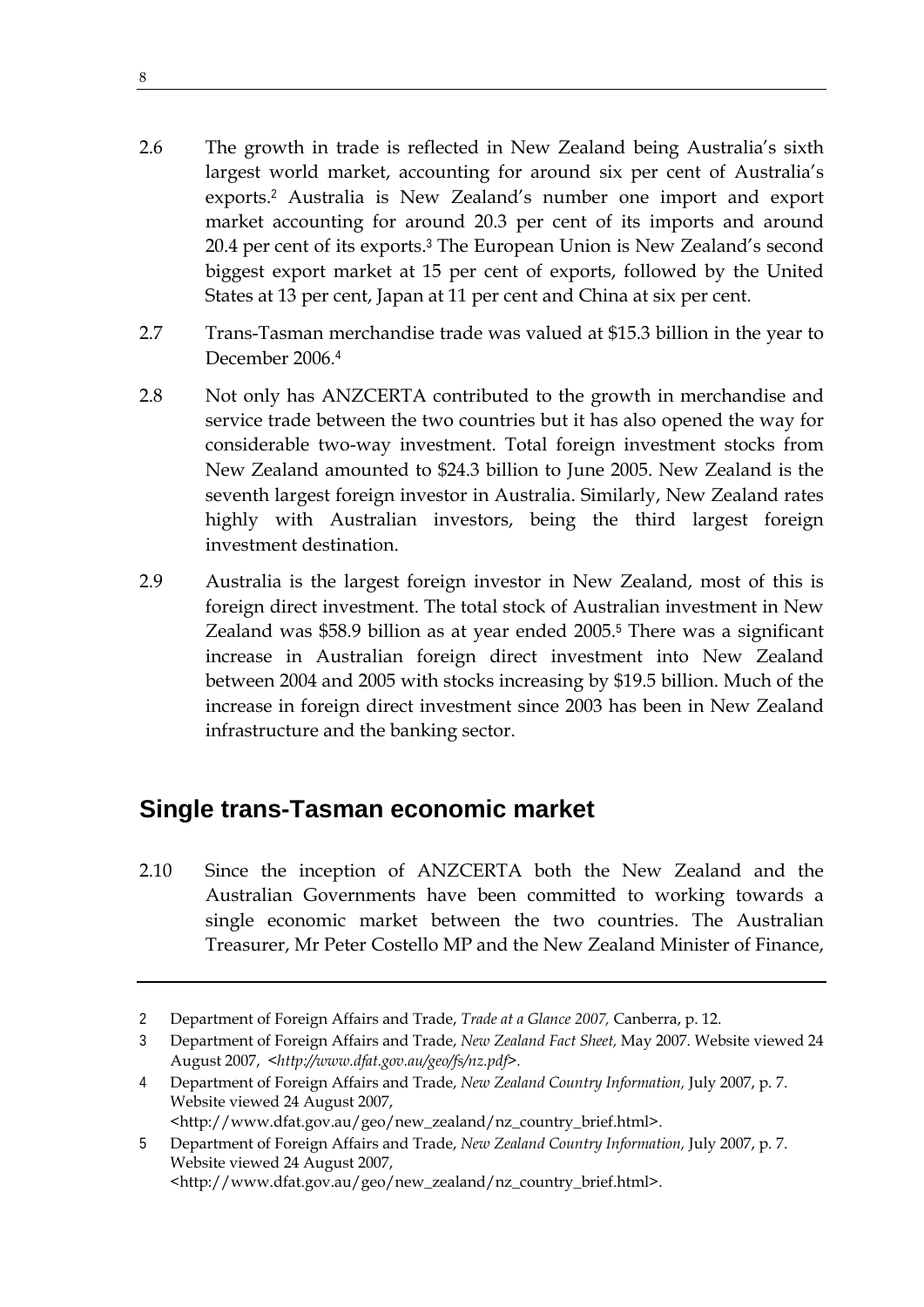2.6 The growth in trade is reflected in New Zealand being Australia's sixth largest world market, accounting for around six per cent of Australia's exports.[2] Australia is New Zealand's number one import and export market accounting for around 20.3 per cent of its imports and around 20.4 per cent of its exports.[3] The European Union is New Zealand's second biggest export market at 15 per cent of exports, followed by the United States at 13 per cent, Japan at 11 per cent and China at six per cent.

2.7 Trans-Tasman merchandise trade was valued at $15.3 billion in the year to December 2006.[4]

2.8 Not only has ANZCERTA contributed to the growth in merchandise and service trade between the two countries but it has also opened the way for considerable two-way investment. Total foreign investment stocks from New Zealand amounted to $24.3 billion to June 2005. New Zealand is the seventh largest foreign investor in Australia. Similarly, New Zealand rates highly with Australian investors, being the third largest foreign investment destination.

2.9 Australia is the largest foreign investor in New Zealand, most of this is foreign direct investment. The total stock of Australian investment in New Zealand was $58.9 billion as at year ended 2005.[5] There was a significant increase in Australian foreign direct investment into New Zealand between 2004 and 2005 with stocks increasing by $19.5 billion. Much of the increase in foreign direct investment since 2003 has been in New Zealand infrastructure and the banking sector.

## Single trans-Tasman economic market

2.10 Since the inception of ANZCERTA both the New Zealand and the Australian Governments have been committed to working towards a single economic market between the two countries. The Australian Treasurer, Mr Peter Costello MP and the New Zealand Minister of Finance,

---

2 Department of Foreign Affairs and Trade, *Trade at a Glance 2007,* Canberra, p. 12.

3 Department of Foreign Affairs and Trade, *New Zealand Fact Sheet,* May 2007. Website viewed 24 August 2007, <*http://www.dfat.gov.au/geo/fs/nz.pdf*>.

4 Department of Foreign Affairs and Trade, *New Zealand Country Information,* July 2007, p. 7. Website viewed 24 August 2007, <http://www.dfat.gov.au/geo/new_zealand/nz_country_brief.html>.

5 Department of Foreign Affairs and Trade, *New Zealand Country Information,* July 2007, p. 7. Website viewed 24 August 2007, <http://www.dfat.gov.au/geo/new_zealand/nz_country_brief.html>.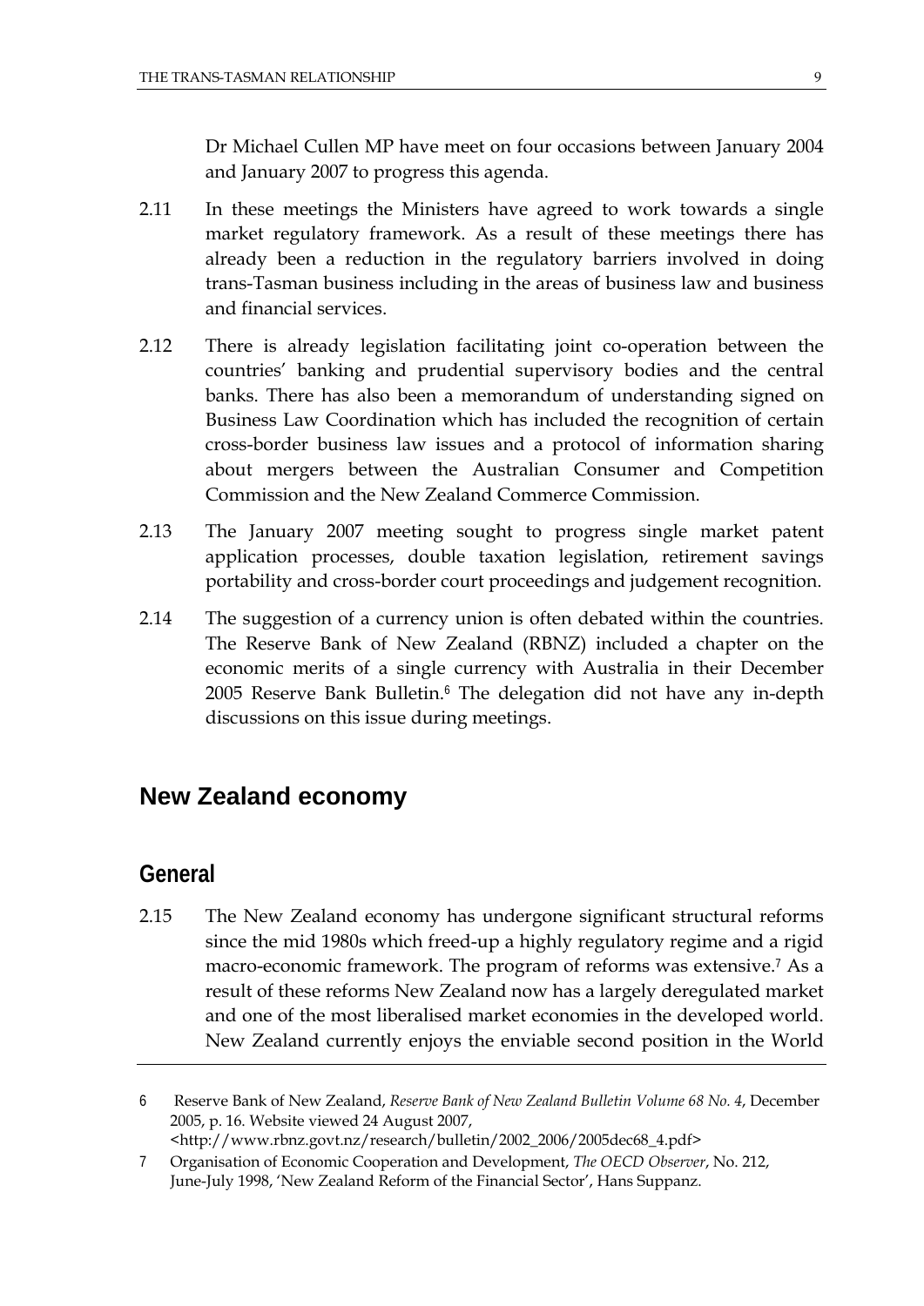Dr Michael Cullen MP have meet on four occasions between January 2004 and January 2007 to progress this agenda.

2.11 In these meetings the Ministers have agreed to work towards a single market regulatory framework. As a result of these meetings there has already been a reduction in the regulatory barriers involved in doing trans-Tasman business including in the areas of business law and business and financial services.

2.12 There is already legislation facilitating joint co-operation between the countries' banking and prudential supervisory bodies and the central banks. There has also been a memorandum of understanding signed on Business Law Coordination which has included the recognition of certain cross-border business law issues and a protocol of information sharing about mergers between the Australian Consumer and Competition Commission and the New Zealand Commerce Commission.

2.13 The January 2007 meeting sought to progress single market patent application processes, double taxation legislation, retirement savings portability and cross-border court proceedings and judgement recognition.

2.14 The suggestion of a currency union is often debated within the countries. The Reserve Bank of New Zealand (RBNZ) included a chapter on the economic merits of a single currency with Australia in their December 2005 Reserve Bank Bulletin.[6] The delegation did not have any in-depth discussions on this issue during meetings.

## New Zealand economy

### General

2.15 The New Zealand economy has undergone significant structural reforms since the mid 1980s which freed-up a highly regulatory regime and a rigid macro-economic framework. The program of reforms was extensive.[7] As a result of these reforms New Zealand now has a largely deregulated market and one of the most liberalised market economies in the developed world. New Zealand currently enjoys the enviable second position in the World

---

6 Reserve Bank of New Zealand, *Reserve Bank of New Zealand Bulletin Volume 68 No. 4*, December 2005, p. 16. Website viewed 24 August 2007, <http://www.rbnz.govt.nz/research/bulletin/2002_2006/2005dec68_4.pdf>

7 Organisation of Economic Cooperation and Development, *The OECD Observer*, No. 212, June-July 1998, 'New Zealand Reform of the Financial Sector', Hans Suppanz.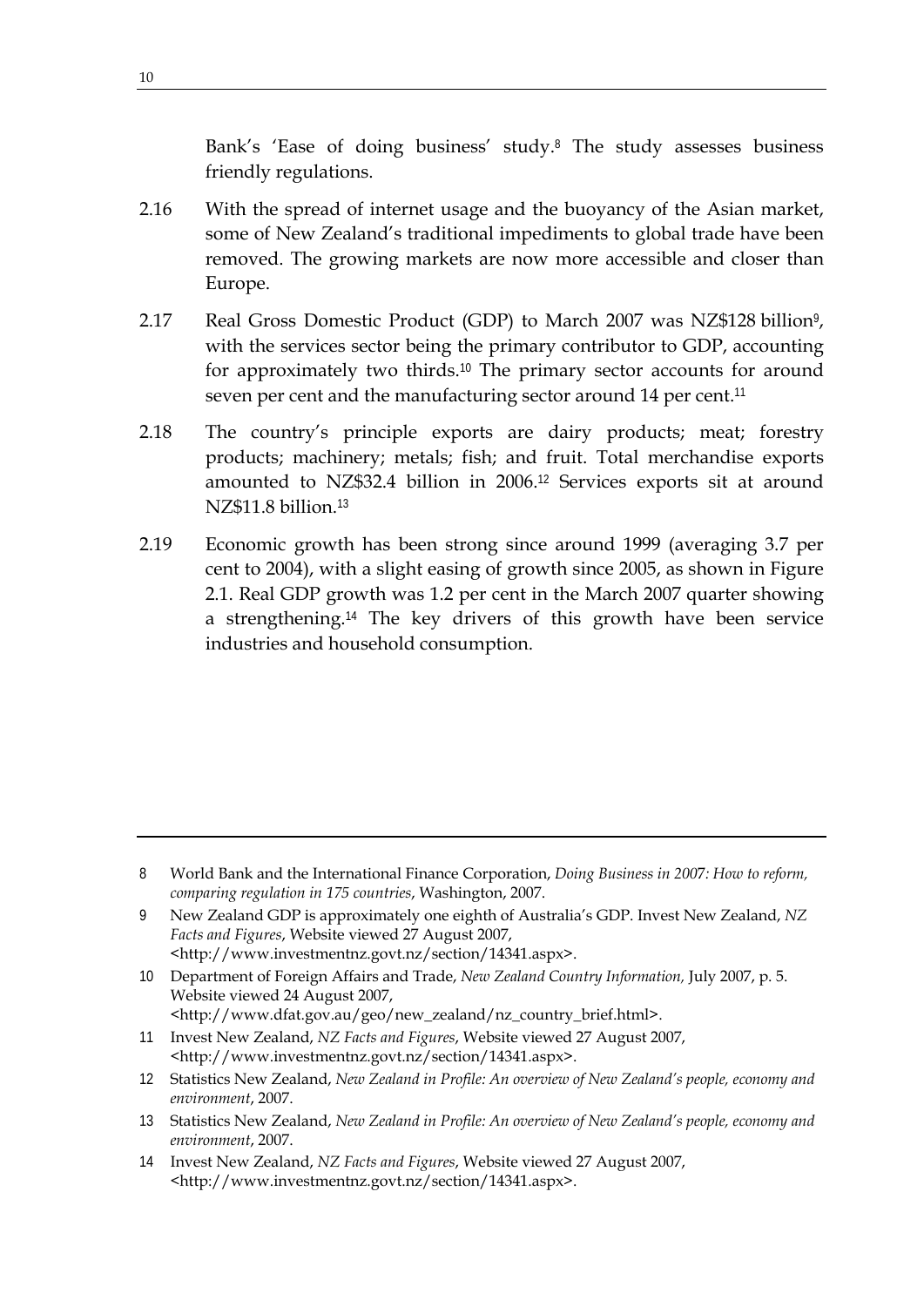Bank's 'Ease of doing business' study.[8] The study assesses business friendly regulations.

2.16 With the spread of internet usage and the buoyancy of the Asian market, some of New Zealand's traditional impediments to global trade have been removed. The growing markets are now more accessible and closer than Europe.

2.17 Real Gross Domestic Product (GDP) to March 2007 was NZ$128 billion[9], with the services sector being the primary contributor to GDP, accounting for approximately two thirds.[10] The primary sector accounts for around seven per cent and the manufacturing sector around 14 per cent.[11]

2.18 The country's principle exports are dairy products; meat; forestry products; machinery; metals; fish; and fruit. Total merchandise exports amounted to NZ$32.4 billion in 2006.[12] Services exports sit at around NZ$11.8 billion.[13]

2.19 Economic growth has been strong since around 1999 (averaging 3.7 per cent to 2004), with a slight easing of growth since 2005, as shown in Figure 2.1. Real GDP growth was 1.2 per cent in the March 2007 quarter showing a strengthening.[14] The key drivers of this growth have been service industries and household consumption.

---

8 World Bank and the International Finance Corporation, *Doing Business in 2007: How to reform, comparing regulation in 175 countries*, Washington, 2007.

9 New Zealand GDP is approximately one eighth of Australia's GDP. Invest New Zealand, *NZ Facts and Figures*, Website viewed 27 August 2007, <http://www.investmentnz.govt.nz/section/14341.aspx>.

10 Department of Foreign Affairs and Trade, *New Zealand Country Information,* July 2007, p. 5. Website viewed 24 August 2007, <http://www.dfat.gov.au/geo/new_zealand/nz_country_brief.html>.

11 Invest New Zealand, *NZ Facts and Figures*, Website viewed 27 August 2007, <http://www.investmentnz.govt.nz/section/14341.aspx>.

12 Statistics New Zealand, *New Zealand in Profile: An overview of New Zealand's people, economy and environment*, 2007.

13 Statistics New Zealand, *New Zealand in Profile: An overview of New Zealand's people, economy and environment*, 2007.

14 Invest New Zealand, *NZ Facts and Figures*, Website viewed 27 August 2007, <http://www.investmentnz.govt.nz/section/14341.aspx>.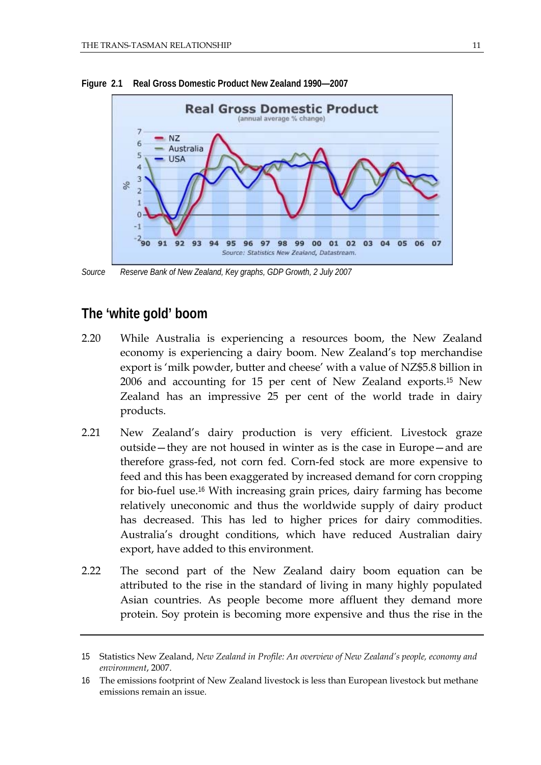**Figure 2.1 Real Gross Domestic Product New Zealand 1990—2007**

*Source Reserve Bank of New Zealand, Key graphs, GDP Growth, 2 July 2007*

## The 'white gold' boom

2.20 While Australia is experiencing a resources boom, the New Zealand economy is experiencing a dairy boom. New Zealand's top merchandise export is 'milk powder, butter and cheese' with a value of NZ$5.8 billion in 2006 and accounting for 15 per cent of New Zealand exports.[15] New Zealand has an impressive 25 per cent of the world trade in dairy products.

2.21 New Zealand's dairy production is very efficient. Livestock graze outside—they are not housed in winter as is the case in Europe—and are therefore grass-fed, not corn fed. Corn-fed stock are more expensive to feed and this has been exaggerated by increased demand for corn cropping for bio-fuel use.[16] With increasing grain prices, dairy farming has become relatively uneconomic and thus the worldwide supply of dairy product has decreased. This has led to higher prices for dairy commodities. Australia's drought conditions, which have reduced Australian dairy export, have added to this environment.

2.22 The second part of the New Zealand dairy boom equation can be attributed to the rise in the standard of living in many highly populated Asian countries. As people become more affluent they demand more protein. Soy protein is becoming more expensive and thus the rise in the

---

15 Statistics New Zealand, *New Zealand in Profile: An overview of New Zealand's people, economy and environment*, 2007.

16 The emissions footprint of New Zealand livestock is less than European livestock but methane emissions remain an issue.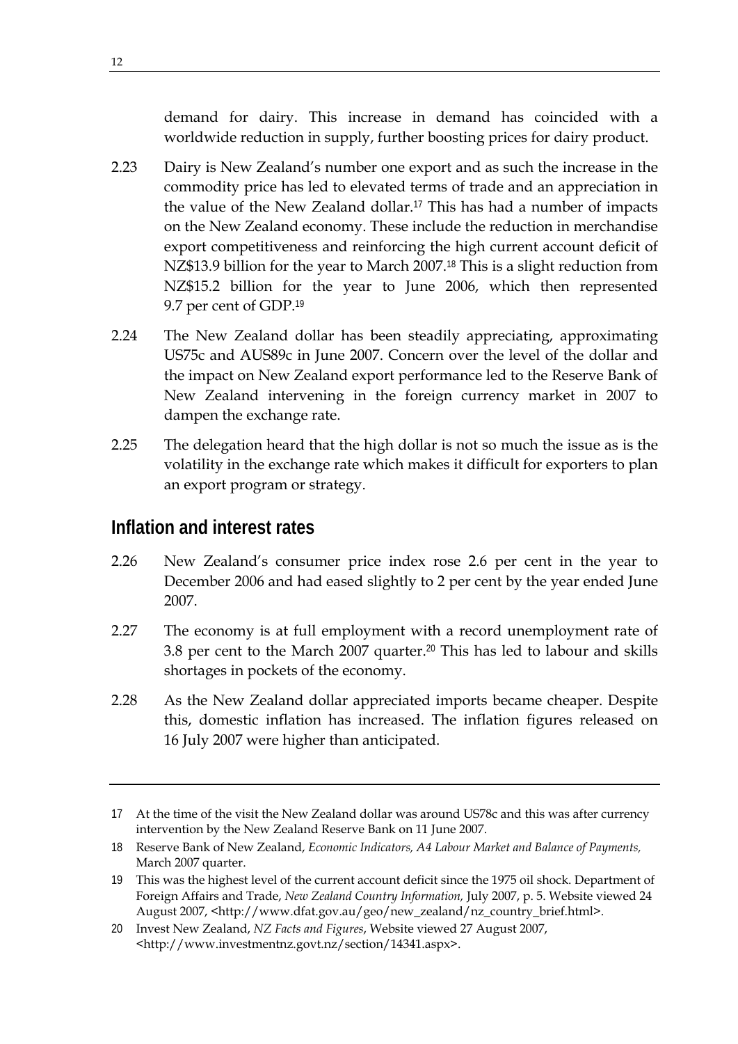demand for dairy. This increase in demand has coincided with a worldwide reduction in supply, further boosting prices for dairy product.

2.23 Dairy is New Zealand's number one export and as such the increase in the commodity price has led to elevated terms of trade and an appreciation in the value of the New Zealand dollar.[17] This has had a number of impacts on the New Zealand economy. These include the reduction in merchandise export competitiveness and reinforcing the high current account deficit of NZ$13.9 billion for the year to March 2007.[18] This is a slight reduction from NZ$15.2 billion for the year to June 2006, which then represented 9.7 per cent of GDP.[19]

2.24 The New Zealand dollar has been steadily appreciating, approximating US75c and AUS89c in June 2007. Concern over the level of the dollar and the impact on New Zealand export performance led to the Reserve Bank of New Zealand intervening in the foreign currency market in 2007 to dampen the exchange rate.

2.25 The delegation heard that the high dollar is not so much the issue as is the volatility in the exchange rate which makes it difficult for exporters to plan an export program or strategy.

## Inflation and interest rates

2.26 New Zealand's consumer price index rose 2.6 per cent in the year to December 2006 and had eased slightly to 2 per cent by the year ended June 2007.

2.27 The economy is at full employment with a record unemployment rate of 3.8 per cent to the March 2007 quarter.[20] This has led to labour and skills shortages in pockets of the economy.

2.28 As the New Zealand dollar appreciated imports became cheaper. Despite this, domestic inflation has increased. The inflation figures released on 16 July 2007 were higher than anticipated.

---

17 At the time of the visit the New Zealand dollar was around US78c and this was after currency intervention by the New Zealand Reserve Bank on 11 June 2007.

18 Reserve Bank of New Zealand, *Economic Indicators, A4 Labour Market and Balance of Payments,* March 2007 quarter.

19 This was the highest level of the current account deficit since the 1975 oil shock. Department of Foreign Affairs and Trade, *New Zealand Country Information,* July 2007, p. 5. Website viewed 24 August 2007, <http://www.dfat.gov.au/geo/new_zealand/nz_country_brief.html>.

20 Invest New Zealand, *NZ Facts and Figures*, Website viewed 27 August 2007, <http://www.investmentnz.govt.nz/section/14341.aspx>.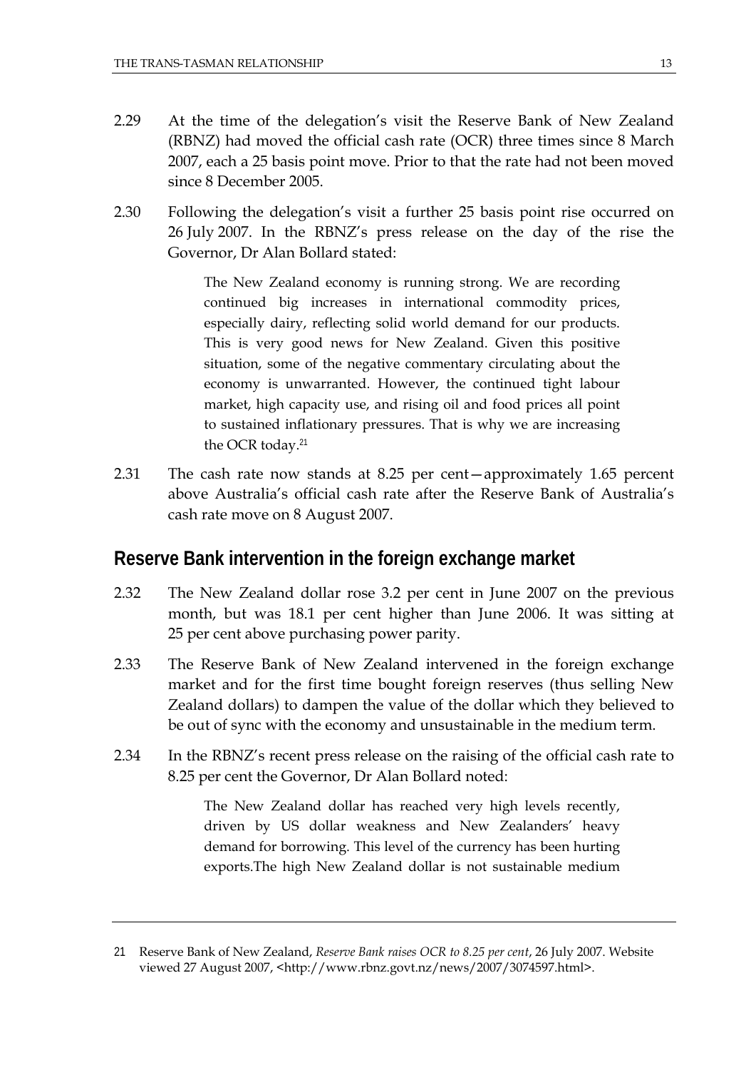2.29 At the time of the delegation's visit the Reserve Bank of New Zealand (RBNZ) had moved the official cash rate (OCR) three times since 8 March 2007, each a 25 basis point move. Prior to that the rate had not been moved since 8 December 2005.

2.30 Following the delegation's visit a further 25 basis point rise occurred on 26 July 2007. In the RBNZ's press release on the day of the rise the Governor, Dr Alan Bollard stated:

> The New Zealand economy is running strong. We are recording continued big increases in international commodity prices, especially dairy, reflecting solid world demand for our products. This is very good news for New Zealand. Given this positive situation, some of the negative commentary circulating about the economy is unwarranted. However, the continued tight labour market, high capacity use, and rising oil and food prices all point to sustained inflationary pressures. That is why we are increasing the OCR today.[21]

2.31 The cash rate now stands at 8.25 per cent—approximately 1.65 percent above Australia's official cash rate after the Reserve Bank of Australia's cash rate move on 8 August 2007.

## Reserve Bank intervention in the foreign exchange market

2.32 The New Zealand dollar rose 3.2 per cent in June 2007 on the previous month, but was 18.1 per cent higher than June 2006. It was sitting at 25 per cent above purchasing power parity.

2.33 The Reserve Bank of New Zealand intervened in the foreign exchange market and for the first time bought foreign reserves (thus selling New Zealand dollars) to dampen the value of the dollar which they believed to be out of sync with the economy and unsustainable in the medium term.

2.34 In the RBNZ's recent press release on the raising of the official cash rate to 8.25 per cent the Governor, Dr Alan Bollard noted:

> The New Zealand dollar has reached very high levels recently, driven by US dollar weakness and New Zealanders' heavy demand for borrowing. This level of the currency has been hurting exports.The high New Zealand dollar is not sustainable medium

---

21 Reserve Bank of New Zealand, *Reserve Bank raises OCR to 8.25 per cent*, 26 July 2007. Website viewed 27 August 2007, <http://www.rbnz.govt.nz/news/2007/3074597.html>.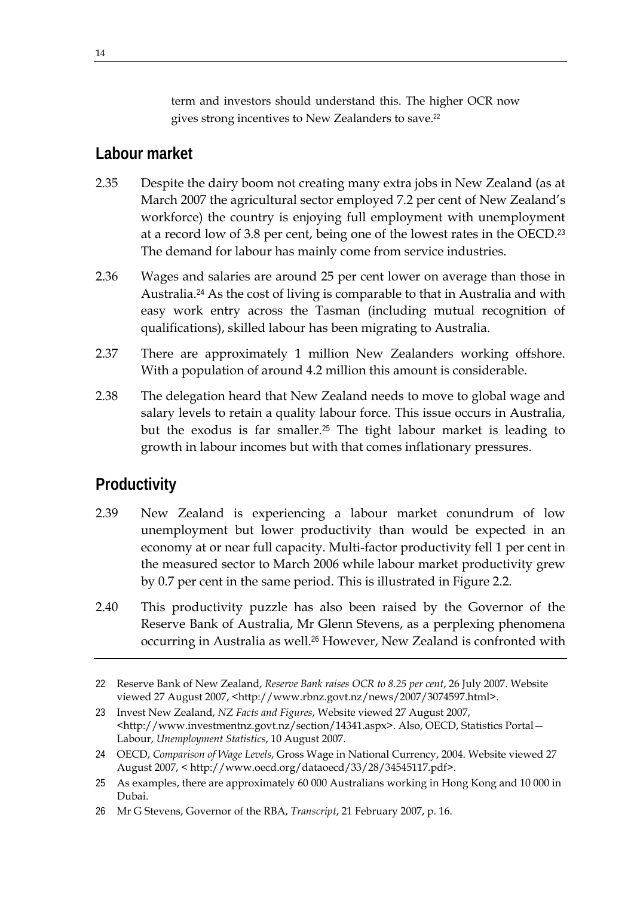term and investors should understand this. The higher OCR now gives strong incentives to New Zealanders to save.[22]

## Labour market

2.35 Despite the dairy boom not creating many extra jobs in New Zealand (as at March 2007 the agricultural sector employed 7.2 per cent of New Zealand's workforce) the country is enjoying full employment with unemployment at a record low of 3.8 per cent, being one of the lowest rates in the OECD.[23] The demand for labour has mainly come from service industries.

2.36 Wages and salaries are around 25 per cent lower on average than those in Australia.[24] As the cost of living is comparable to that in Australia and with easy work entry across the Tasman (including mutual recognition of qualifications), skilled labour has been migrating to Australia.

2.37 There are approximately 1 million New Zealanders working offshore. With a population of around 4.2 million this amount is considerable.

2.38 The delegation heard that New Zealand needs to move to global wage and salary levels to retain a quality labour force. This issue occurs in Australia, but the exodus is far smaller.[25] The tight labour market is leading to growth in labour incomes but with that comes inflationary pressures.

## Productivity

2.39 New Zealand is experiencing a labour market conundrum of low unemployment but lower productivity than would be expected in an economy at or near full capacity. Multi-factor productivity fell 1 per cent in the measured sector to March 2006 while labour market productivity grew by 0.7 per cent in the same period. This is illustrated in Figure 2.2.

2.40 This productivity puzzle has also been raised by the Governor of the Reserve Bank of Australia, Mr Glenn Stevens, as a perplexing phenomena occurring in Australia as well.[26] However, New Zealand is confronted with

---

22 Reserve Bank of New Zealand, *Reserve Bank raises OCR to 8.25 per cent*, 26 July 2007. Website viewed 27 August 2007, <http://www.rbnz.govt.nz/news/2007/3074597.html>.

23 Invest New Zealand, *NZ Facts and Figures*, Website viewed 27 August 2007, <http://www.investmentnz.govt.nz/section/14341.aspx>. Also, OECD, Statistics Portal—Labour, *Unemployment Statistics*, 10 August 2007.

24 OECD, *Comparison of Wage Levels*, Gross Wage in National Currency, 2004. Website viewed 27 August 2007, < http://www.oecd.org/dataoecd/33/28/34545117.pdf>.

25 As examples, there are approximately 60 000 Australians working in Hong Kong and 10 000 in Dubai.

26 Mr G Stevens, Governor of the RBA, *Transcript*, 21 February 2007, p. 16.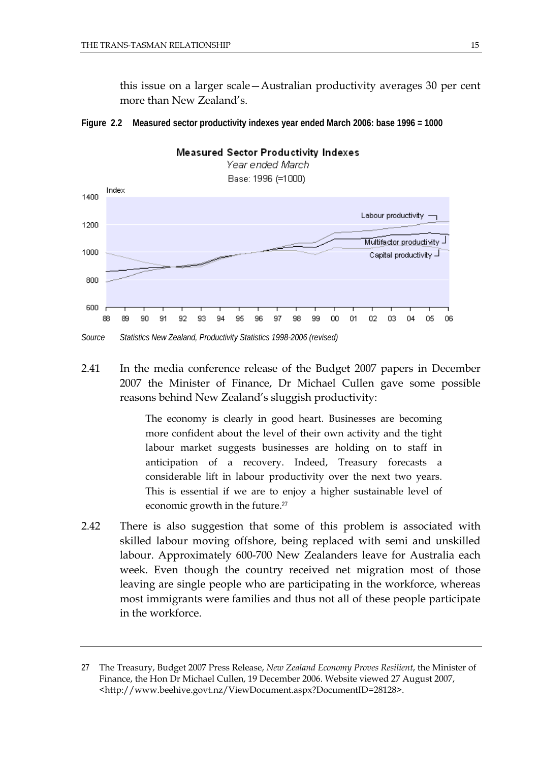this issue on a larger scale—Australian productivity averages 30 per cent more than New Zealand's.

**Figure 2.2 Measured sector productivity indexes year ended March 2006: base 1996 = 1000**

*Source* *Statistics New Zealand, Productivity Statistics 1998-2006 (revised)*

2.41 In the media conference release of the Budget 2007 papers in December 2007 the Minister of Finance, Dr Michael Cullen gave some possible reasons behind New Zealand's sluggish productivity:

> The economy is clearly in good heart. Businesses are becoming more confident about the level of their own activity and the tight labour market suggests businesses are holding on to staff in anticipation of a recovery. Indeed, Treasury forecasts a considerable lift in labour productivity over the next two years. This is essential if we are to enjoy a higher sustainable level of economic growth in the future.[27]

2.42 There is also suggestion that some of this problem is associated with skilled labour moving offshore, being replaced with semi and unskilled labour. Approximately 600-700 New Zealanders leave for Australia each week. Even though the country received net migration most of those leaving are single people who are participating in the workforce, whereas most immigrants were families and thus not all of these people participate in the workforce.

---

27 The Treasury, Budget 2007 Press Release, *New Zealand Economy Proves Resilient*, the Minister of Finance, the Hon Dr Michael Cullen, 19 December 2006. Website viewed 27 August 2007, <http://www.beehive.govt.nz/ViewDocument.aspx?DocumentID=28128>.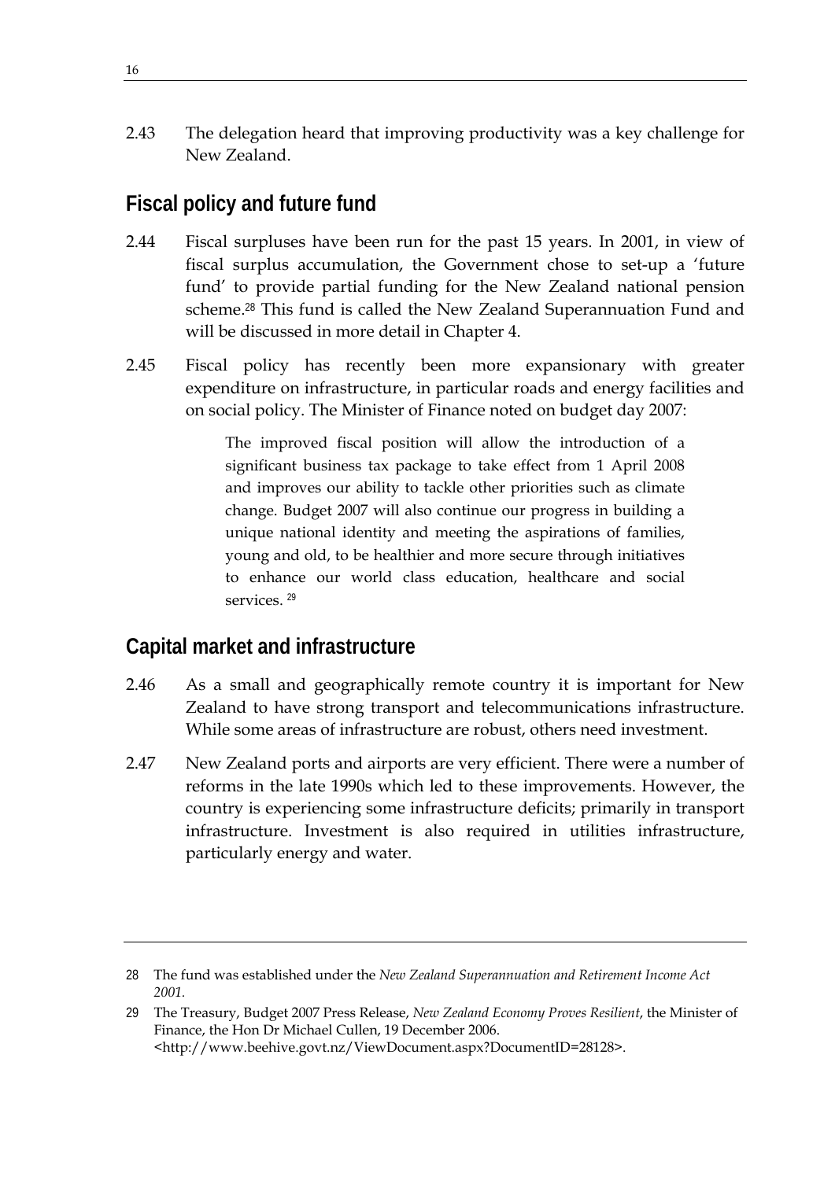2.43 The delegation heard that improving productivity was a key challenge for New Zealand.

## Fiscal policy and future fund

2.44 Fiscal surpluses have been run for the past 15 years. In 2001, in view of fiscal surplus accumulation, the Government chose to set-up a 'future fund' to provide partial funding for the New Zealand national pension scheme.[28] This fund is called the New Zealand Superannuation Fund and will be discussed in more detail in Chapter 4.

2.45 Fiscal policy has recently been more expansionary with greater expenditure on infrastructure, in particular roads and energy facilities and on social policy. The Minister of Finance noted on budget day 2007:

> The improved fiscal position will allow the introduction of a significant business tax package to take effect from 1 April 2008 and improves our ability to tackle other priorities such as climate change. Budget 2007 will also continue our progress in building a unique national identity and meeting the aspirations of families, young and old, to be healthier and more secure through initiatives to enhance our world class education, healthcare and social services.[29]

## Capital market and infrastructure

2.46 As a small and geographically remote country it is important for New Zealand to have strong transport and telecommunications infrastructure. While some areas of infrastructure are robust, others need investment.

2.47 New Zealand ports and airports are very efficient. There were a number of reforms in the late 1990s which led to these improvements. However, the country is experiencing some infrastructure deficits; primarily in transport infrastructure. Investment is also required in utilities infrastructure, particularly energy and water.

---

28 The fund was established under the *New Zealand Superannuation and Retirement Income Act 2001.*

29 The Treasury, Budget 2007 Press Release, *New Zealand Economy Proves Resilient*, the Minister of Finance, the Hon Dr Michael Cullen, 19 December 2006. <http://www.beehive.govt.nz/ViewDocument.aspx?DocumentID=28128>.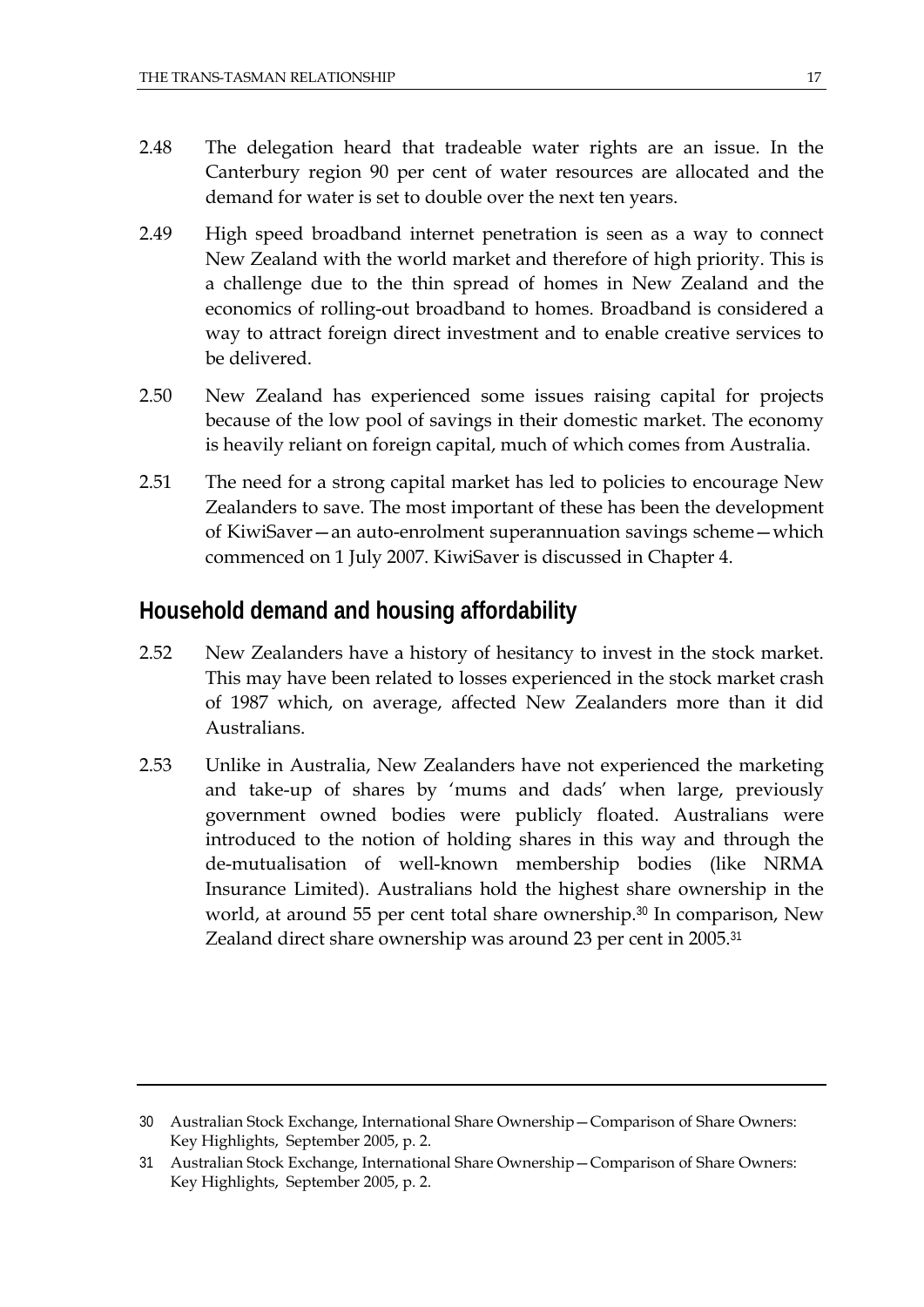2.48 The delegation heard that tradeable water rights are an issue. In the Canterbury region 90 per cent of water resources are allocated and the demand for water is set to double over the next ten years.

2.49 High speed broadband internet penetration is seen as a way to connect New Zealand with the world market and therefore of high priority. This is a challenge due to the thin spread of homes in New Zealand and the economics of rolling-out broadband to homes. Broadband is considered a way to attract foreign direct investment and to enable creative services to be delivered.

2.50 New Zealand has experienced some issues raising capital for projects because of the low pool of savings in their domestic market. The economy is heavily reliant on foreign capital, much of which comes from Australia.

2.51 The need for a strong capital market has led to policies to encourage New Zealanders to save. The most important of these has been the development of KiwiSaver—an auto-enrolment superannuation savings scheme—which commenced on 1 July 2007. KiwiSaver is discussed in Chapter 4.

## Household demand and housing affordability

2.52 New Zealanders have a history of hesitancy to invest in the stock market. This may have been related to losses experienced in the stock market crash of 1987 which, on average, affected New Zealanders more than it did Australians.

2.53 Unlike in Australia, New Zealanders have not experienced the marketing and take-up of shares by 'mums and dads' when large, previously government owned bodies were publicly floated. Australians were introduced to the notion of holding shares in this way and through the de-mutualisation of well-known membership bodies (like NRMA Insurance Limited). Australians hold the highest share ownership in the world, at around 55 per cent total share ownership.[30] In comparison, New Zealand direct share ownership was around 23 per cent in 2005.[31]

---

30 Australian Stock Exchange, International Share Ownership—Comparison of Share Owners: Key Highlights, September 2005, p. 2.

31 Australian Stock Exchange, International Share Ownership—Comparison of Share Owners: Key Highlights, September 2005, p. 2.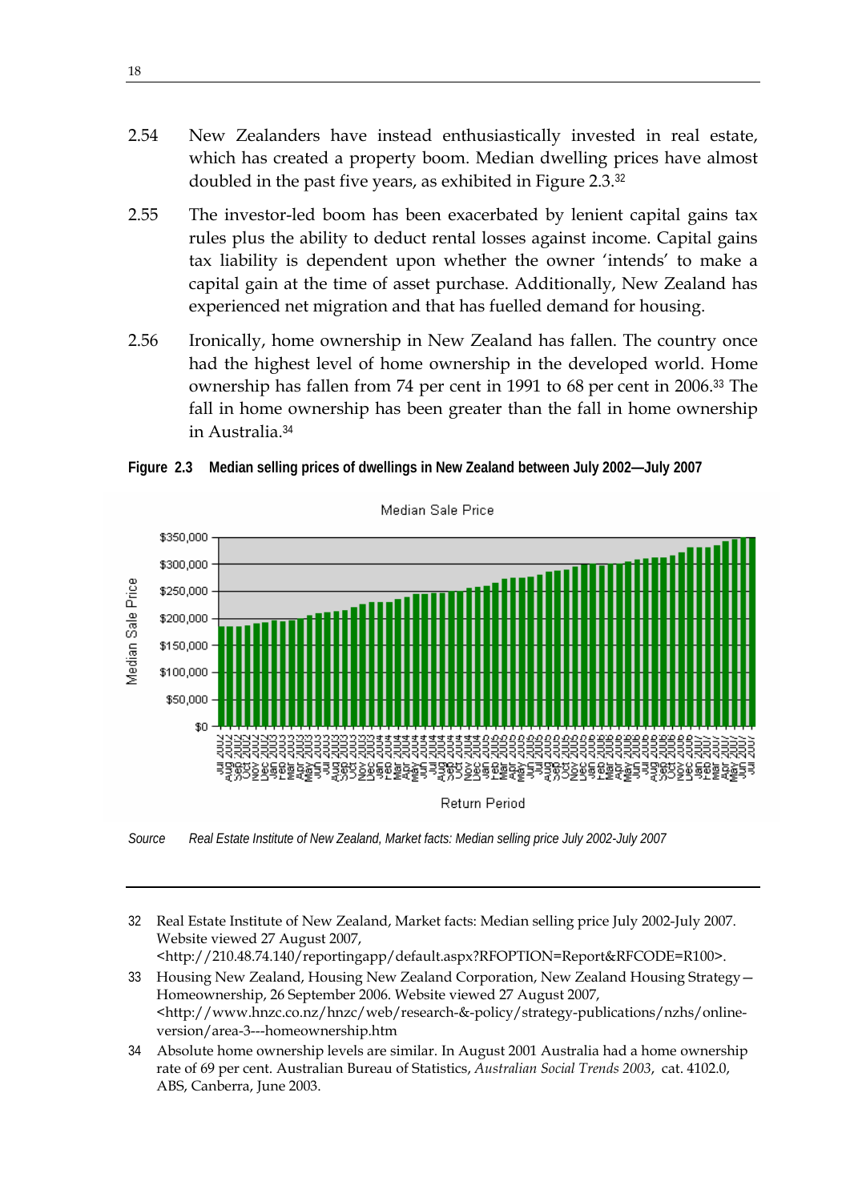2.54 New Zealanders have instead enthusiastically invested in real estate, which has created a property boom. Median dwelling prices have almost doubled in the past five years, as exhibited in Figure 2.3.[32]

2.55 The investor-led boom has been exacerbated by lenient capital gains tax rules plus the ability to deduct rental losses against income. Capital gains tax liability is dependent upon whether the owner 'intends' to make a capital gain at the time of asset purchase. Additionally, New Zealand has experienced net migration and that has fuelled demand for housing.

2.56 Ironically, home ownership in New Zealand has fallen. The country once had the highest level of home ownership in the developed world. Home ownership has fallen from 74 per cent in 1991 to 68 per cent in 2006.[33] The fall in home ownership has been greater than the fall in home ownership in Australia.[34]

**Figure 2.3 Median selling prices of dwellings in New Zealand between July 2002—July 2007**

*Source* *Real Estate Institute of New Zealand, Market facts: Median selling price July 2002-July 2007*

---

32 Real Estate Institute of New Zealand, Market facts: Median selling price July 2002-July 2007. Website viewed 27 August 2007, <http://210.48.74.140/reportingapp/default.aspx?RFOPTION=Report&RFCODE=R100>.

33 Housing New Zealand, Housing New Zealand Corporation, New Zealand Housing Strategy—Homeownership, 26 September 2006. Website viewed 27 August 2007, <http://www.hnzc.co.nz/hnzc/web/research-&-policy/strategy-publications/nzhs/online-version/area-3---homeownership.htm

34 Absolute home ownership levels are similar. In August 2001 Australia had a home ownership rate of 69 per cent. Australian Bureau of Statistics, *Australian Social Trends 2003*, cat. 4102.0, ABS, Canberra, June 2003.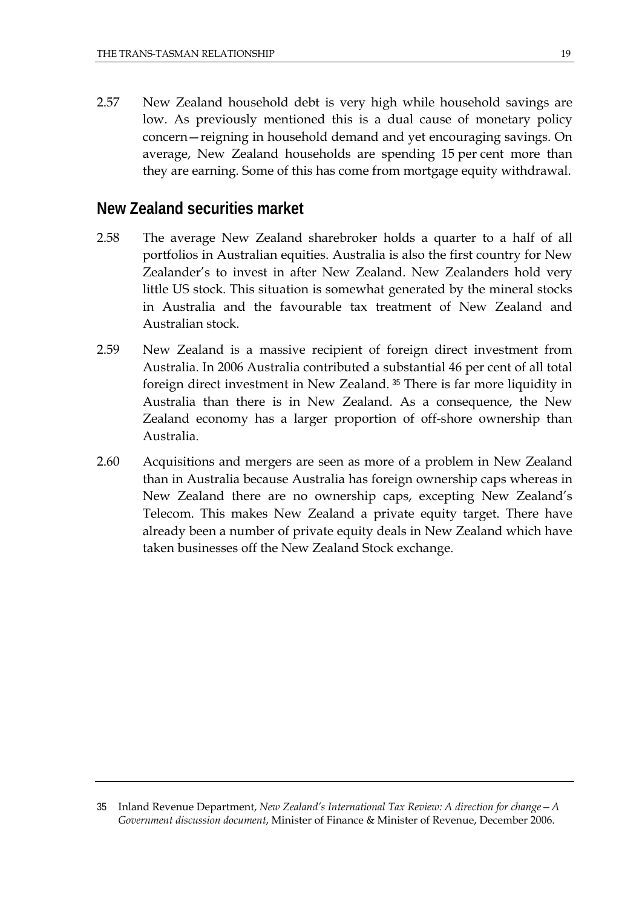2.57 New Zealand household debt is very high while household savings are low. As previously mentioned this is a dual cause of monetary policy concern—reigning in household demand and yet encouraging savings. On average, New Zealand households are spending 15 per cent more than they are earning. Some of this has come from mortgage equity withdrawal.

## New Zealand securities market

2.58 The average New Zealand sharebroker holds a quarter to a half of all portfolios in Australian equities. Australia is also the first country for New Zealander's to invest in after New Zealand. New Zealanders hold very little US stock. This situation is somewhat generated by the mineral stocks in Australia and the favourable tax treatment of New Zealand and Australian stock.

2.59 New Zealand is a massive recipient of foreign direct investment from Australia. In 2006 Australia contributed a substantial 46 per cent of all total foreign direct investment in New Zealand.[35] There is far more liquidity in Australia than there is in New Zealand. As a consequence, the New Zealand economy has a larger proportion of off-shore ownership than Australia.

2.60 Acquisitions and mergers are seen as more of a problem in New Zealand than in Australia because Australia has foreign ownership caps whereas in New Zealand there are no ownership caps, excepting New Zealand's Telecom. This makes New Zealand a private equity target. There have already been a number of private equity deals in New Zealand which have taken businesses off the New Zealand Stock exchange.

---

35 Inland Revenue Department, *New Zealand's International Tax Review: A direction for change—A Government discussion document*, Minister of Finance & Minister of Revenue, December 2006.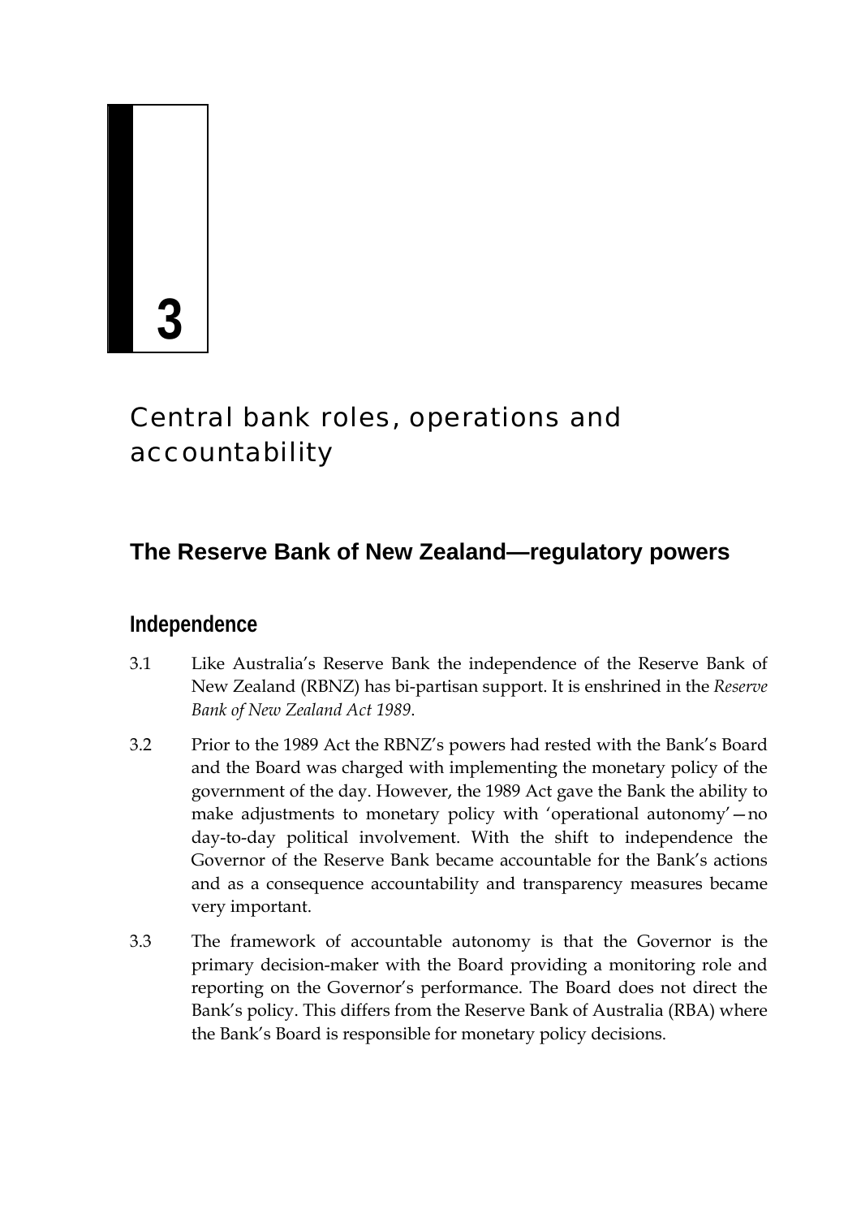# 3

# Central bank roles, operations and accountability

## The Reserve Bank of New Zealand—regulatory powers

### Independence

3.1 Like Australia's Reserve Bank the independence of the Reserve Bank of New Zealand (RBNZ) has bi-partisan support. It is enshrined in the *Reserve Bank of New Zealand Act 1989*.

3.2 Prior to the 1989 Act the RBNZ's powers had rested with the Bank's Board and the Board was charged with implementing the monetary policy of the government of the day. However, the 1989 Act gave the Bank the ability to make adjustments to monetary policy with 'operational autonomy'—no day-to-day political involvement. With the shift to independence the Governor of the Reserve Bank became accountable for the Bank's actions and as a consequence accountability and transparency measures became very important.

3.3 The framework of accountable autonomy is that the Governor is the primary decision-maker with the Board providing a monitoring role and reporting on the Governor's performance. The Board does not direct the Bank's policy. This differs from the Reserve Bank of Australia (RBA) where the Bank's Board is responsible for monetary policy decisions.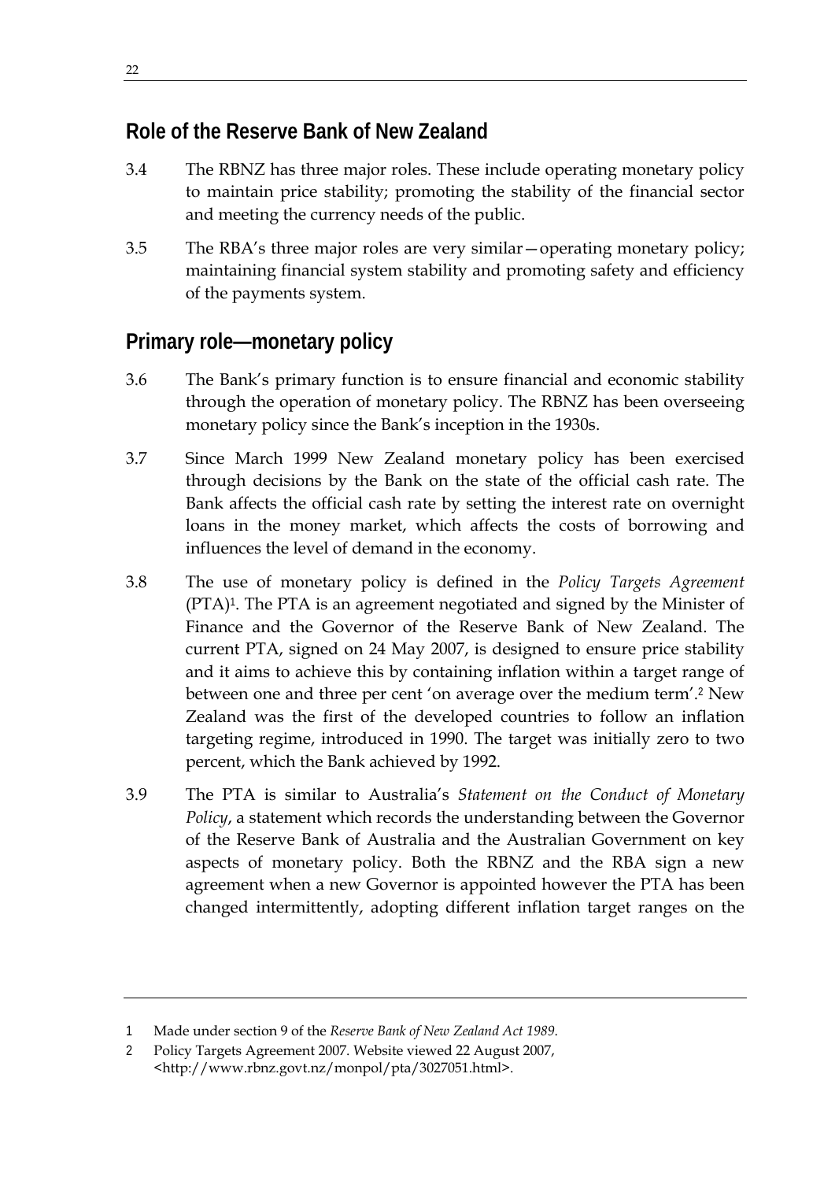## Role of the Reserve Bank of New Zealand

3.4 The RBNZ has three major roles. These include operating monetary policy to maintain price stability; promoting the stability of the financial sector and meeting the currency needs of the public.

3.5 The RBA's three major roles are very similar—operating monetary policy; maintaining financial system stability and promoting safety and efficiency of the payments system.

## Primary role—monetary policy

3.6 The Bank's primary function is to ensure financial and economic stability through the operation of monetary policy. The RBNZ has been overseeing monetary policy since the Bank's inception in the 1930s.

3.7 Since March 1999 New Zealand monetary policy has been exercised through decisions by the Bank on the state of the official cash rate. The Bank affects the official cash rate by setting the interest rate on overnight loans in the money market, which affects the costs of borrowing and influences the level of demand in the economy.

3.8 The use of monetary policy is defined in the *Policy Targets Agreement* (PTA)[1]. The PTA is an agreement negotiated and signed by the Minister of Finance and the Governor of the Reserve Bank of New Zealand. The current PTA, signed on 24 May 2007, is designed to ensure price stability and it aims to achieve this by containing inflation within a target range of between one and three per cent 'on average over the medium term'.[2] New Zealand was the first of the developed countries to follow an inflation targeting regime, introduced in 1990. The target was initially zero to two percent, which the Bank achieved by 1992.

3.9 The PTA is similar to Australia's *Statement on the Conduct of Monetary Policy*, a statement which records the understanding between the Governor of the Reserve Bank of Australia and the Australian Government on key aspects of monetary policy. Both the RBNZ and the RBA sign a new agreement when a new Governor is appointed however the PTA has been changed intermittently, adopting different inflation target ranges on the

---

1 Made under section 9 of the *Reserve Bank of New Zealand Act 1989*.

2 Policy Targets Agreement 2007. Website viewed 22 August 2007, <http://www.rbnz.govt.nz/monpol/pta/3027051.html>.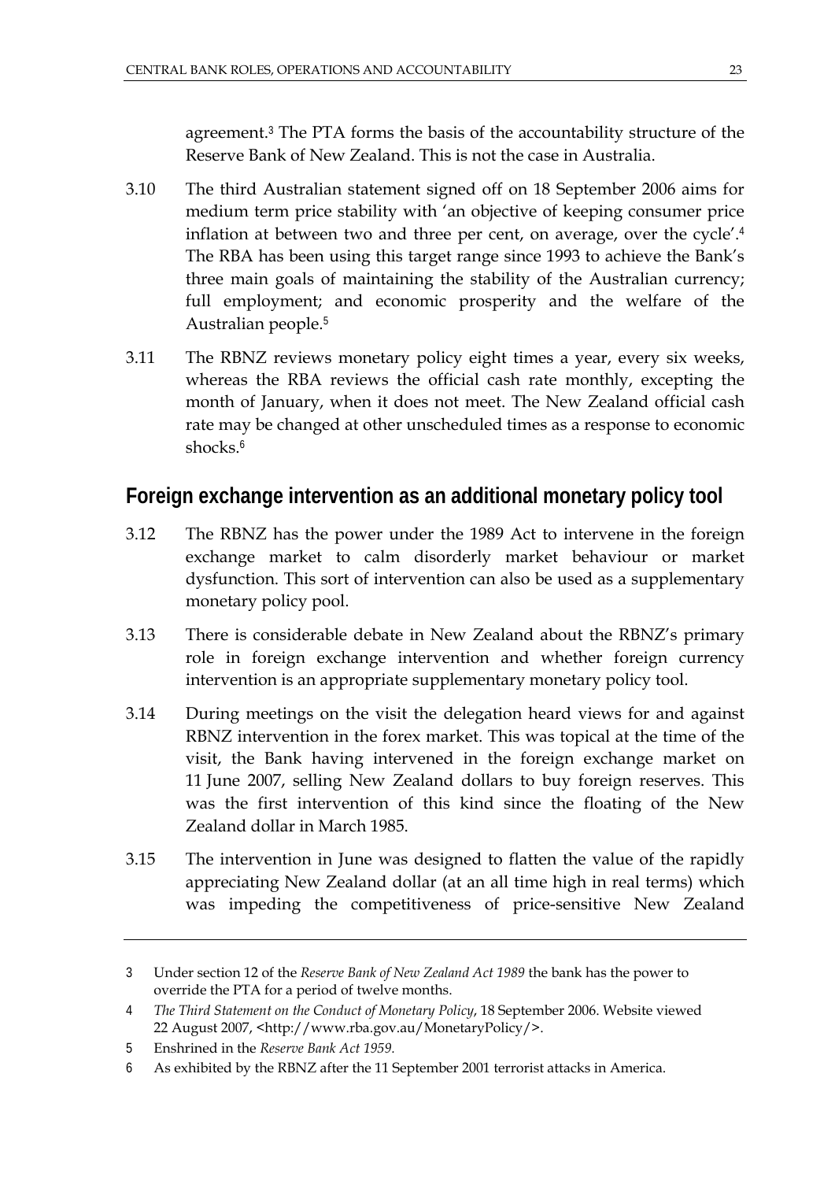agreement.[3] The PTA forms the basis of the accountability structure of the Reserve Bank of New Zealand. This is not the case in Australia.

3.10 The third Australian statement signed off on 18 September 2006 aims for medium term price stability with 'an objective of keeping consumer price inflation at between two and three per cent, on average, over the cycle'.[4] The RBA has been using this target range since 1993 to achieve the Bank's three main goals of maintaining the stability of the Australian currency; full employment; and economic prosperity and the welfare of the Australian people.[5]

3.11 The RBNZ reviews monetary policy eight times a year, every six weeks, whereas the RBA reviews the official cash rate monthly, excepting the month of January, when it does not meet. The New Zealand official cash rate may be changed at other unscheduled times as a response to economic shocks.[6]

## Foreign exchange intervention as an additional monetary policy tool

3.12 The RBNZ has the power under the 1989 Act to intervene in the foreign exchange market to calm disorderly market behaviour or market dysfunction. This sort of intervention can also be used as a supplementary monetary policy pool.

3.13 There is considerable debate in New Zealand about the RBNZ's primary role in foreign exchange intervention and whether foreign currency intervention is an appropriate supplementary monetary policy tool.

3.14 During meetings on the visit the delegation heard views for and against RBNZ intervention in the forex market. This was topical at the time of the visit, the Bank having intervened in the foreign exchange market on 11 June 2007, selling New Zealand dollars to buy foreign reserves. This was the first intervention of this kind since the floating of the New Zealand dollar in March 1985.

3.15 The intervention in June was designed to flatten the value of the rapidly appreciating New Zealand dollar (at an all time high in real terms) which was impeding the competitiveness of price-sensitive New Zealand

---

3 Under section 12 of the *Reserve Bank of New Zealand Act 1989* the bank has the power to override the PTA for a period of twelve months.

4 *The Third Statement on the Conduct of Monetary Policy*, 18 September 2006. Website viewed 22 August 2007, <http://www.rba.gov.au/MonetaryPolicy/>.

5 Enshrined in the *Reserve Bank Act 1959*.

6 As exhibited by the RBNZ after the 11 September 2001 terrorist attacks in America.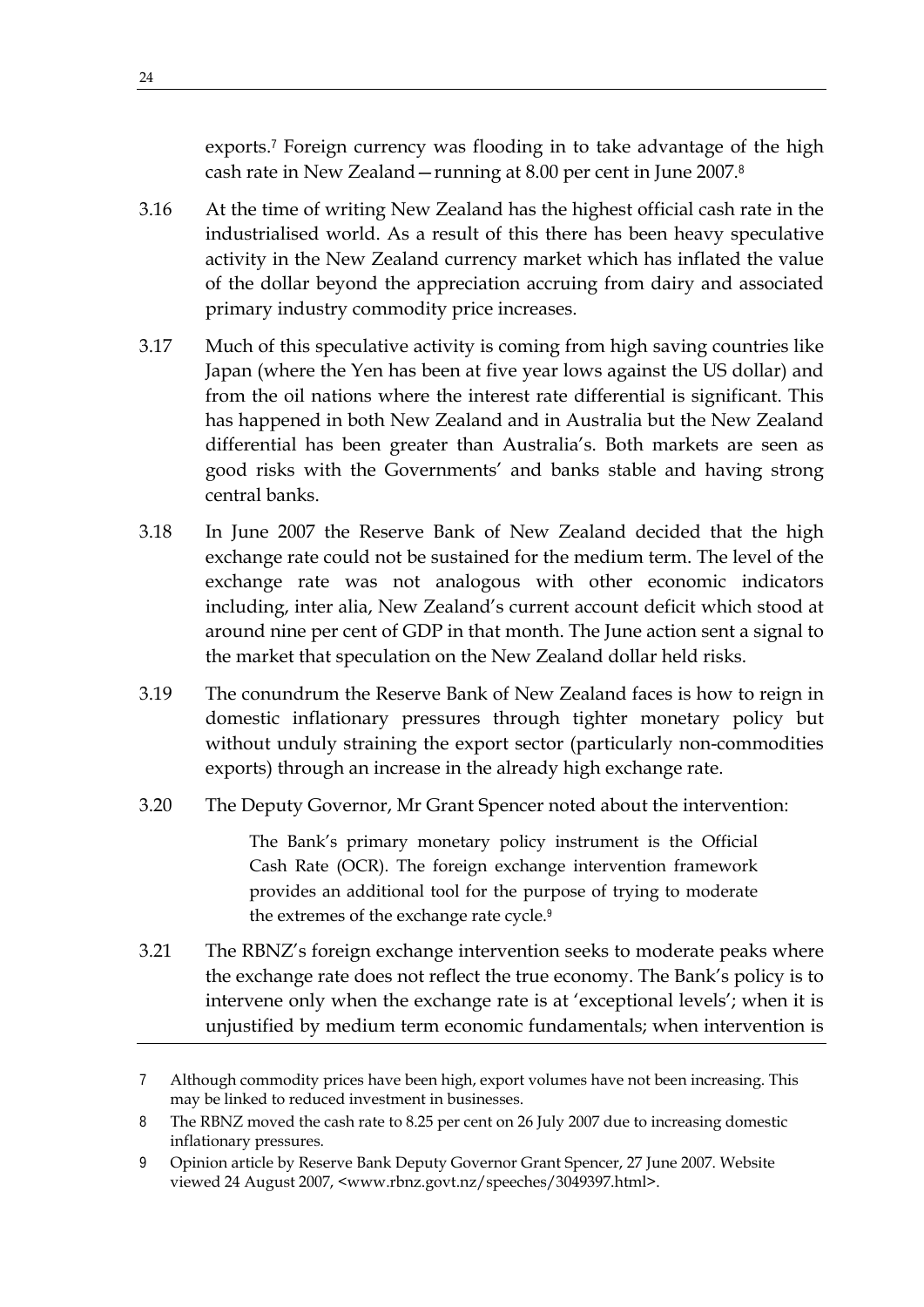exports.[7] Foreign currency was flooding in to take advantage of the high cash rate in New Zealand—running at 8.00 per cent in June 2007.[8]

3.16 At the time of writing New Zealand has the highest official cash rate in the industrialised world. As a result of this there has been heavy speculative activity in the New Zealand currency market which has inflated the value of the dollar beyond the appreciation accruing from dairy and associated primary industry commodity price increases.

3.17 Much of this speculative activity is coming from high saving countries like Japan (where the Yen has been at five year lows against the US dollar) and from the oil nations where the interest rate differential is significant. This has happened in both New Zealand and in Australia but the New Zealand differential has been greater than Australia's. Both markets are seen as good risks with the Governments' and banks stable and having strong central banks.

3.18 In June 2007 the Reserve Bank of New Zealand decided that the high exchange rate could not be sustained for the medium term. The level of the exchange rate was not analogous with other economic indicators including, inter alia, New Zealand's current account deficit which stood at around nine per cent of GDP in that month. The June action sent a signal to the market that speculation on the New Zealand dollar held risks.

3.19 The conundrum the Reserve Bank of New Zealand faces is how to reign in domestic inflationary pressures through tighter monetary policy but without unduly straining the export sector (particularly non-commodities exports) through an increase in the already high exchange rate.

3.20 The Deputy Governor, Mr Grant Spencer noted about the intervention:

> The Bank's primary monetary policy instrument is the Official Cash Rate (OCR). The foreign exchange intervention framework provides an additional tool for the purpose of trying to moderate the extremes of the exchange rate cycle.[9]

3.21 The RBNZ's foreign exchange intervention seeks to moderate peaks where the exchange rate does not reflect the true economy. The Bank's policy is to intervene only when the exchange rate is at 'exceptional levels'; when it is unjustified by medium term economic fundamentals; when intervention is

---

7 Although commodity prices have been high, export volumes have not been increasing. This may be linked to reduced investment in businesses.

8 The RBNZ moved the cash rate to 8.25 per cent on 26 July 2007 due to increasing domestic inflationary pressures.

9 Opinion article by Reserve Bank Deputy Governor Grant Spencer, 27 June 2007. Website viewed 24 August 2007, <www.rbnz.govt.nz/speeches/3049397.html>.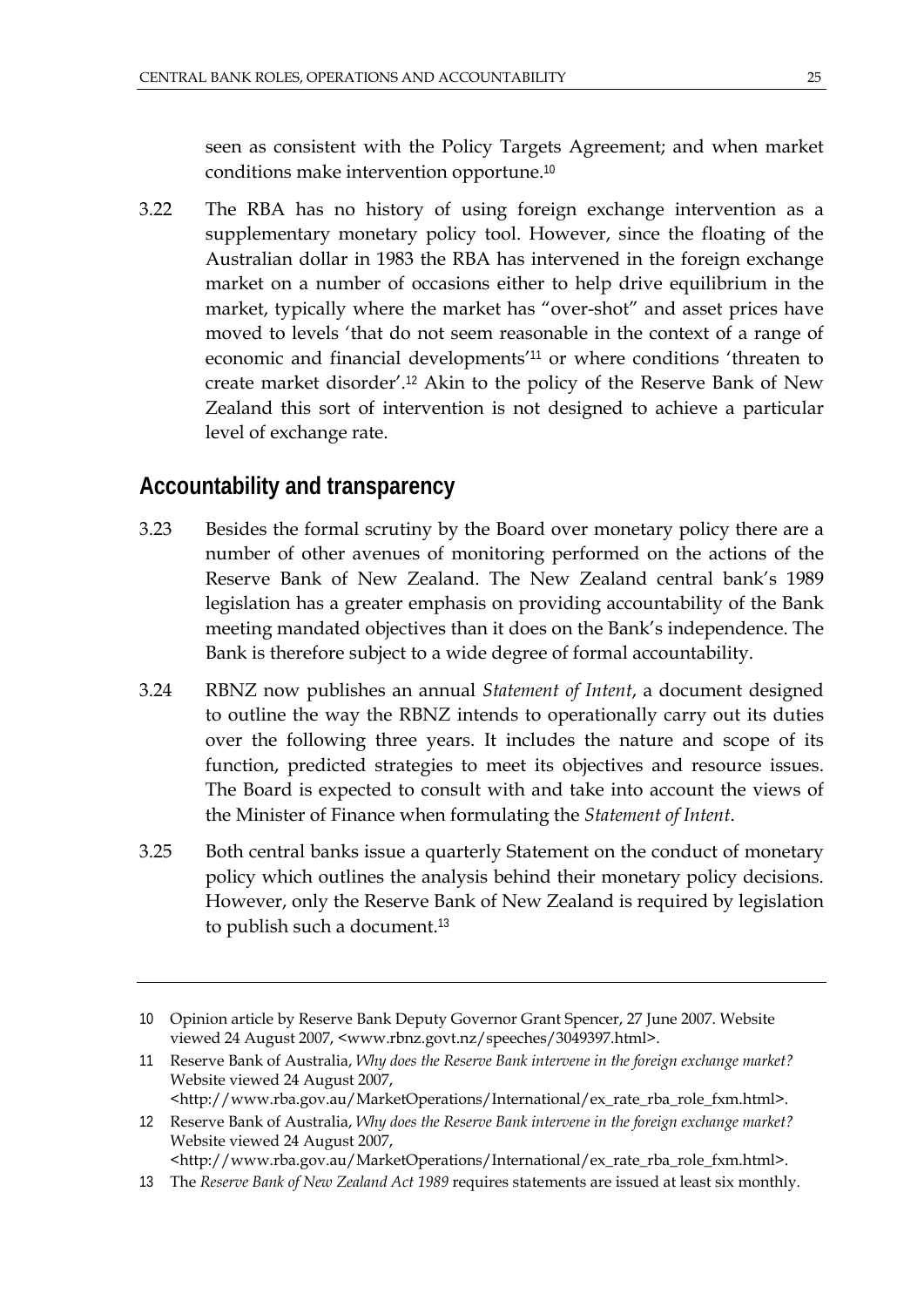seen as consistent with the Policy Targets Agreement; and when market conditions make intervention opportune.[10]

3.22 The RBA has no history of using foreign exchange intervention as a supplementary monetary policy tool. However, since the floating of the Australian dollar in 1983 the RBA has intervened in the foreign exchange market on a number of occasions either to help drive equilibrium in the market, typically where the market has "over-shot" and asset prices have moved to levels 'that do not seem reasonable in the context of a range of economic and financial developments'[11] or where conditions 'threaten to create market disorder'.[12] Akin to the policy of the Reserve Bank of New Zealand this sort of intervention is not designed to achieve a particular level of exchange rate.

## Accountability and transparency

3.23 Besides the formal scrutiny by the Board over monetary policy there are a number of other avenues of monitoring performed on the actions of the Reserve Bank of New Zealand. The New Zealand central bank's 1989 legislation has a greater emphasis on providing accountability of the Bank meeting mandated objectives than it does on the Bank's independence. The Bank is therefore subject to a wide degree of formal accountability.

3.24 RBNZ now publishes an annual *Statement of Intent*, a document designed to outline the way the RBNZ intends to operationally carry out its duties over the following three years. It includes the nature and scope of its function, predicted strategies to meet its objectives and resource issues. The Board is expected to consult with and take into account the views of the Minister of Finance when formulating the *Statement of Intent*.

3.25 Both central banks issue a quarterly Statement on the conduct of monetary policy which outlines the analysis behind their monetary policy decisions. However, only the Reserve Bank of New Zealand is required by legislation to publish such a document.[13]

---

10 Opinion article by Reserve Bank Deputy Governor Grant Spencer, 27 June 2007. Website viewed 24 August 2007, <www.rbnz.govt.nz/speeches/3049397.html>.

11 Reserve Bank of Australia, *Why does the Reserve Bank intervene in the foreign exchange market?* Website viewed 24 August 2007, <http://www.rba.gov.au/MarketOperations/International/ex_rate_rba_role_fxm.html>.

12 Reserve Bank of Australia, *Why does the Reserve Bank intervene in the foreign exchange market?* Website viewed 24 August 2007, <http://www.rba.gov.au/MarketOperations/International/ex_rate_rba_role_fxm.html>.

13 The *Reserve Bank of New Zealand Act 1989* requires statements are issued at least six monthly.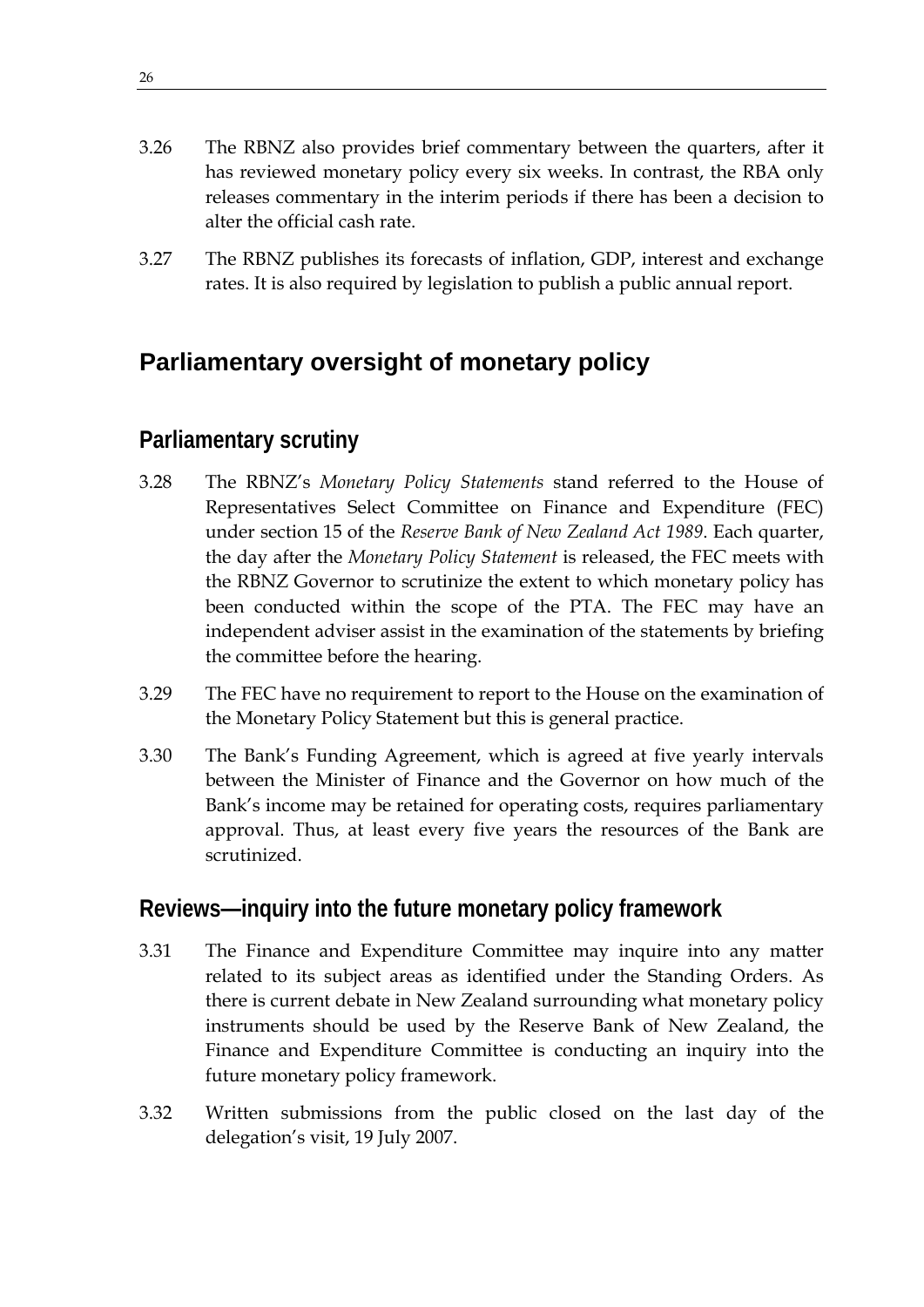3.26 The RBNZ also provides brief commentary between the quarters, after it has reviewed monetary policy every six weeks. In contrast, the RBA only releases commentary in the interim periods if there has been a decision to alter the official cash rate.

3.27 The RBNZ publishes its forecasts of inflation, GDP, interest and exchange rates. It is also required by legislation to publish a public annual report.

## Parliamentary oversight of monetary policy

### Parliamentary scrutiny

3.28 The RBNZ's *Monetary Policy Statements* stand referred to the House of Representatives Select Committee on Finance and Expenditure (FEC) under section 15 of the *Reserve Bank of New Zealand Act 1989*. Each quarter, the day after the *Monetary Policy Statement* is released, the FEC meets with the RBNZ Governor to scrutinize the extent to which monetary policy has been conducted within the scope of the PTA. The FEC may have an independent adviser assist in the examination of the statements by briefing the committee before the hearing.

3.29 The FEC have no requirement to report to the House on the examination of the Monetary Policy Statement but this is general practice.

3.30 The Bank's Funding Agreement, which is agreed at five yearly intervals between the Minister of Finance and the Governor on how much of the Bank's income may be retained for operating costs, requires parliamentary approval. Thus, at least every five years the resources of the Bank are scrutinized.

### Reviews—inquiry into the future monetary policy framework

3.31 The Finance and Expenditure Committee may inquire into any matter related to its subject areas as identified under the Standing Orders. As there is current debate in New Zealand surrounding what monetary policy instruments should be used by the Reserve Bank of New Zealand, the Finance and Expenditure Committee is conducting an inquiry into the future monetary policy framework.

3.32 Written submissions from the public closed on the last day of the delegation's visit, 19 July 2007.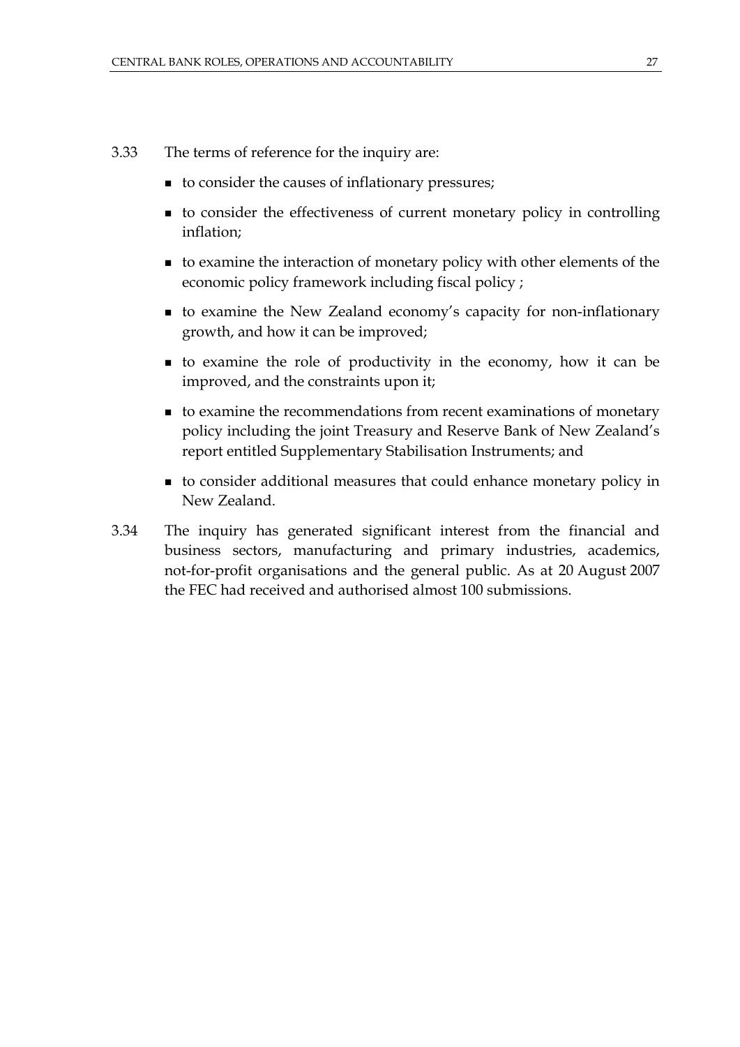3.33 The terms of reference for the inquiry are:

- to consider the causes of inflationary pressures;
- to consider the effectiveness of current monetary policy in controlling inflation;
- to examine the interaction of monetary policy with other elements of the economic policy framework including fiscal policy ;
- to examine the New Zealand economy's capacity for non-inflationary growth, and how it can be improved;
- to examine the role of productivity in the economy, how it can be improved, and the constraints upon it;
- to examine the recommendations from recent examinations of monetary policy including the joint Treasury and Reserve Bank of New Zealand's report entitled Supplementary Stabilisation Instruments; and
- to consider additional measures that could enhance monetary policy in New Zealand.

3.34 The inquiry has generated significant interest from the financial and business sectors, manufacturing and primary industries, academics, not-for-profit organisations and the general public. As at 20 August 2007 the FEC had received and authorised almost 100 submissions.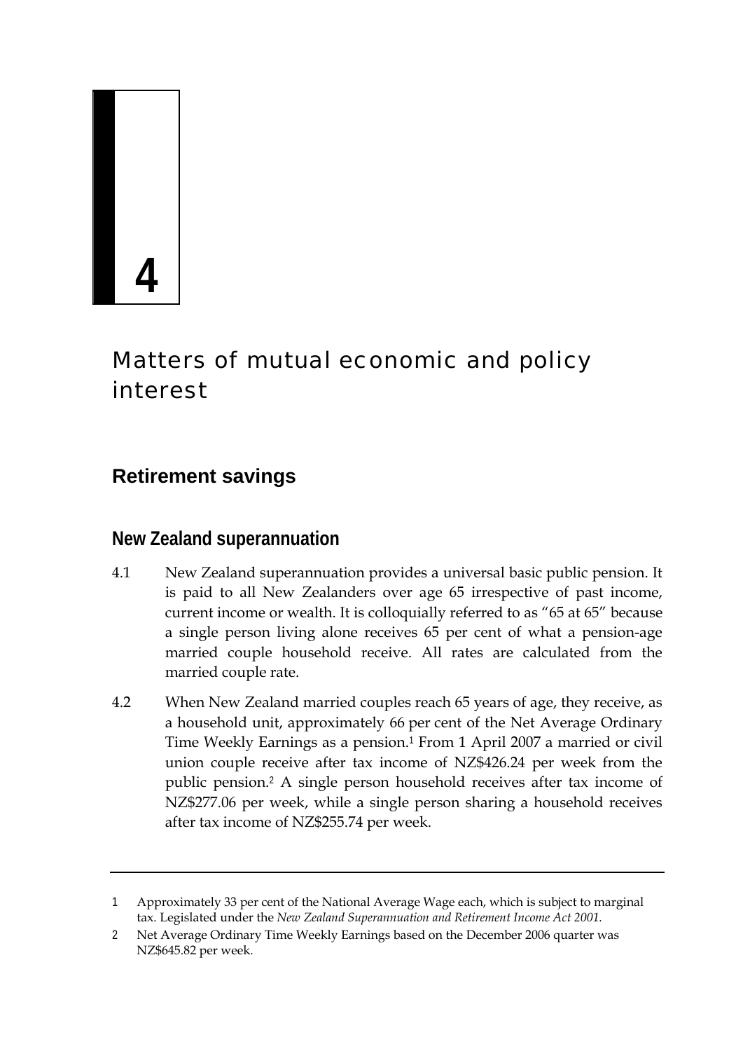# 4

# Matters of mutual economic and policy interest

## Retirement savings

### New Zealand superannuation

4.1 New Zealand superannuation provides a universal basic public pension. It is paid to all New Zealanders over age 65 irrespective of past income, current income or wealth. It is colloquially referred to as "65 at 65" because a single person living alone receives 65 per cent of what a pension-age married couple household receive. All rates are calculated from the married couple rate.

4.2 When New Zealand married couples reach 65 years of age, they receive, as a household unit, approximately 66 per cent of the Net Average Ordinary Time Weekly Earnings as a pension.[1] From 1 April 2007 a married or civil union couple receive after tax income of NZ$426.24 per week from the public pension.[2] A single person household receives after tax income of NZ$277.06 per week, while a single person sharing a household receives after tax income of NZ$255.74 per week.

---

1 Approximately 33 per cent of the National Average Wage each, which is subject to marginal tax. Legislated under the *New Zealand Superannuation and Retirement Income Act 2001*.

2 Net Average Ordinary Time Weekly Earnings based on the December 2006 quarter was NZ$645.82 per week.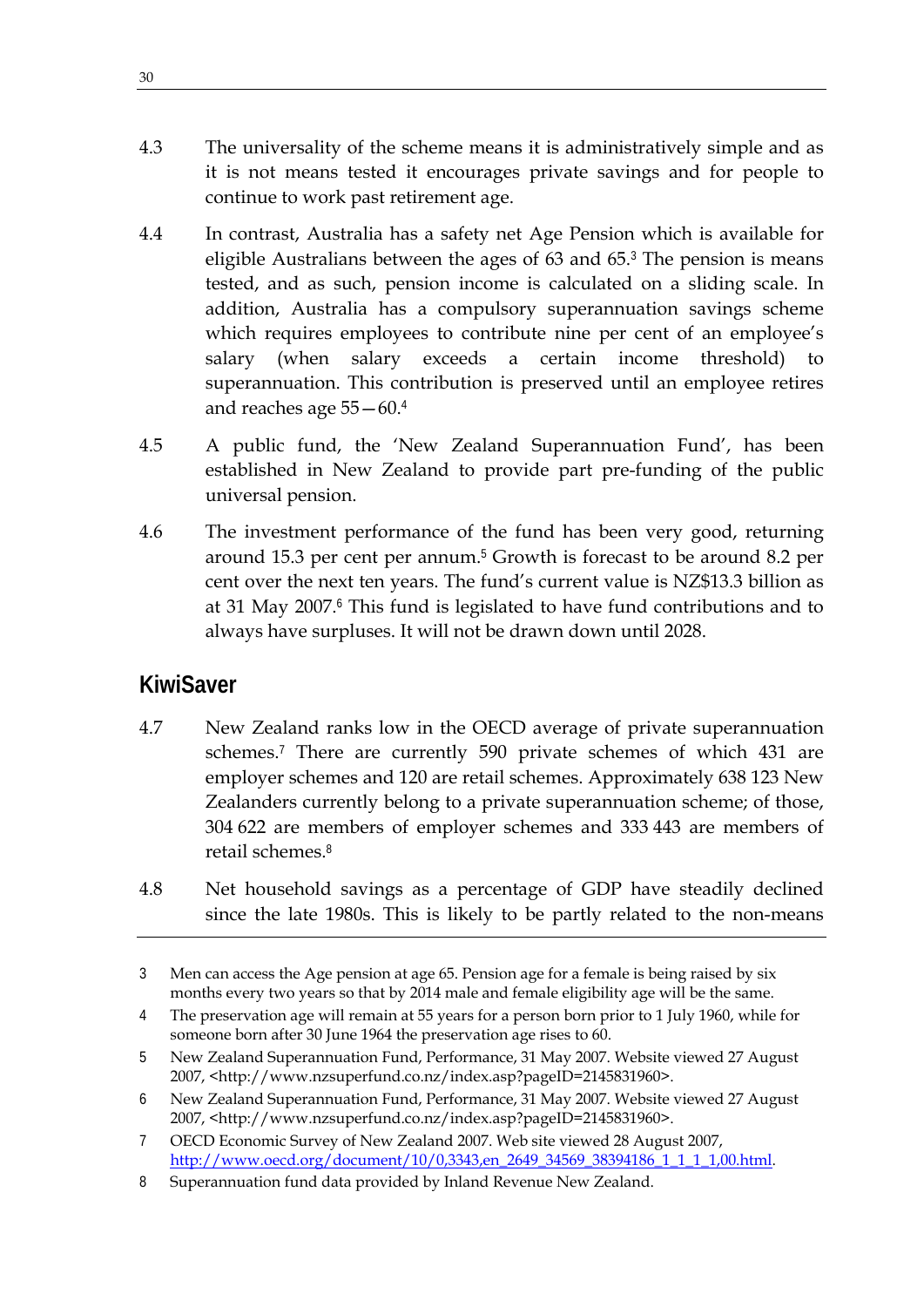4.3 The universality of the scheme means it is administratively simple and as it is not means tested it encourages private savings and for people to continue to work past retirement age.

4.4 In contrast, Australia has a safety net Age Pension which is available for eligible Australians between the ages of 63 and 65.[3] The pension is means tested, and as such, pension income is calculated on a sliding scale. In addition, Australia has a compulsory superannuation savings scheme which requires employees to contribute nine per cent of an employee's salary (when salary exceeds a certain income threshold) to superannuation. This contribution is preserved until an employee retires and reaches age 55—60.[4]

4.5 A public fund, the 'New Zealand Superannuation Fund', has been established in New Zealand to provide part pre-funding of the public universal pension.

4.6 The investment performance of the fund has been very good, returning around 15.3 per cent per annum.[5] Growth is forecast to be around 8.2 per cent over the next ten years. The fund's current value is NZ$13.3 billion as at 31 May 2007.[6] This fund is legislated to have fund contributions and to always have surpluses. It will not be drawn down until 2028.

## KiwiSaver

4.7 New Zealand ranks low in the OECD average of private superannuation schemes.[7] There are currently 590 private schemes of which 431 are employer schemes and 120 are retail schemes. Approximately 638 123 New Zealanders currently belong to a private superannuation scheme; of those, 304 622 are members of employer schemes and 333 443 are members of retail schemes.[8]

4.8 Net household savings as a percentage of GDP have steadily declined since the late 1980s. This is likely to be partly related to the non-means

---

3 Men can access the Age pension at age 65. Pension age for a female is being raised by six months every two years so that by 2014 male and female eligibility age will be the same.

4 The preservation age will remain at 55 years for a person born prior to 1 July 1960, while for someone born after 30 June 1964 the preservation age rises to 60.

5 New Zealand Superannuation Fund, Performance, 31 May 2007. Website viewed 27 August 2007, <http://www.nzsuperfund.co.nz/index.asp?pageID=2145831960>.

6 New Zealand Superannuation Fund, Performance, 31 May 2007. Website viewed 27 August 2007, <http://www.nzsuperfund.co.nz/index.asp?pageID=2145831960>.

7 OECD Economic Survey of New Zealand 2007. Web site viewed 28 August 2007, http://www.oecd.org/document/10/0,3343,en_2649_34569_38394186_1_1_1_1,00.html.

8 Superannuation fund data provided by Inland Revenue New Zealand.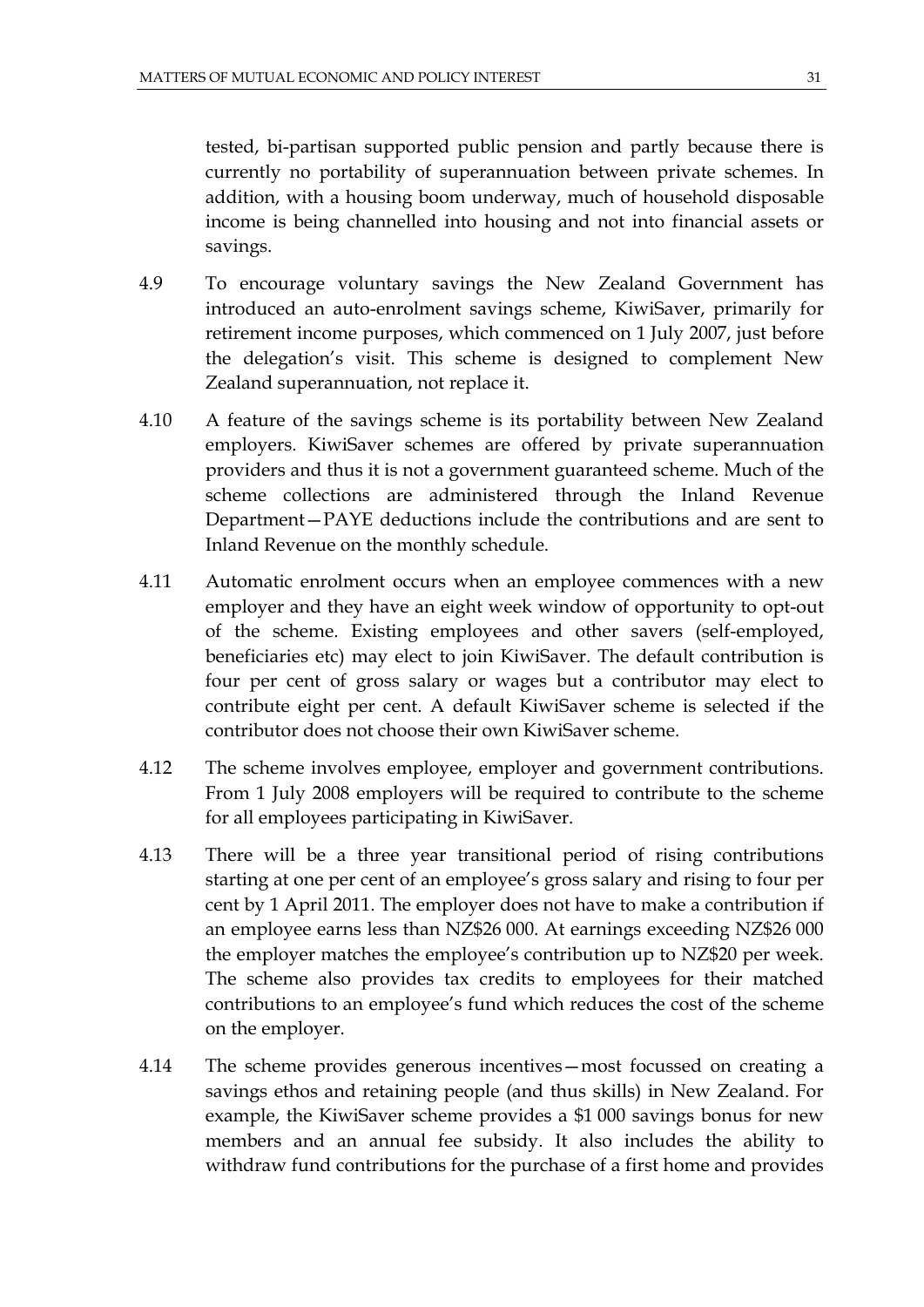tested, bi-partisan supported public pension and partly because there is currently no portability of superannuation between private schemes. In addition, with a housing boom underway, much of household disposable income is being channelled into housing and not into financial assets or savings.

4.9 To encourage voluntary savings the New Zealand Government has introduced an auto-enrolment savings scheme, KiwiSaver, primarily for retirement income purposes, which commenced on 1 July 2007, just before the delegation's visit. This scheme is designed to complement New Zealand superannuation, not replace it.

4.10 A feature of the savings scheme is its portability between New Zealand employers. KiwiSaver schemes are offered by private superannuation providers and thus it is not a government guaranteed scheme. Much of the scheme collections are administered through the Inland Revenue Department—PAYE deductions include the contributions and are sent to Inland Revenue on the monthly schedule.

4.11 Automatic enrolment occurs when an employee commences with a new employer and they have an eight week window of opportunity to opt-out of the scheme. Existing employees and other savers (self-employed, beneficiaries etc) may elect to join KiwiSaver. The default contribution is four per cent of gross salary or wages but a contributor may elect to contribute eight per cent. A default KiwiSaver scheme is selected if the contributor does not choose their own KiwiSaver scheme.

4.12 The scheme involves employee, employer and government contributions. From 1 July 2008 employers will be required to contribute to the scheme for all employees participating in KiwiSaver.

4.13 There will be a three year transitional period of rising contributions starting at one per cent of an employee's gross salary and rising to four per cent by 1 April 2011. The employer does not have to make a contribution if an employee earns less than NZ$26 000. At earnings exceeding NZ$26 000 the employer matches the employee's contribution up to NZ$20 per week. The scheme also provides tax credits to employees for their matched contributions to an employee's fund which reduces the cost of the scheme on the employer.

4.14 The scheme provides generous incentives—most focussed on creating a savings ethos and retaining people (and thus skills) in New Zealand. For example, the KiwiSaver scheme provides a $1 000 savings bonus for new members and an annual fee subsidy. It also includes the ability to withdraw fund contributions for the purchase of a first home and provides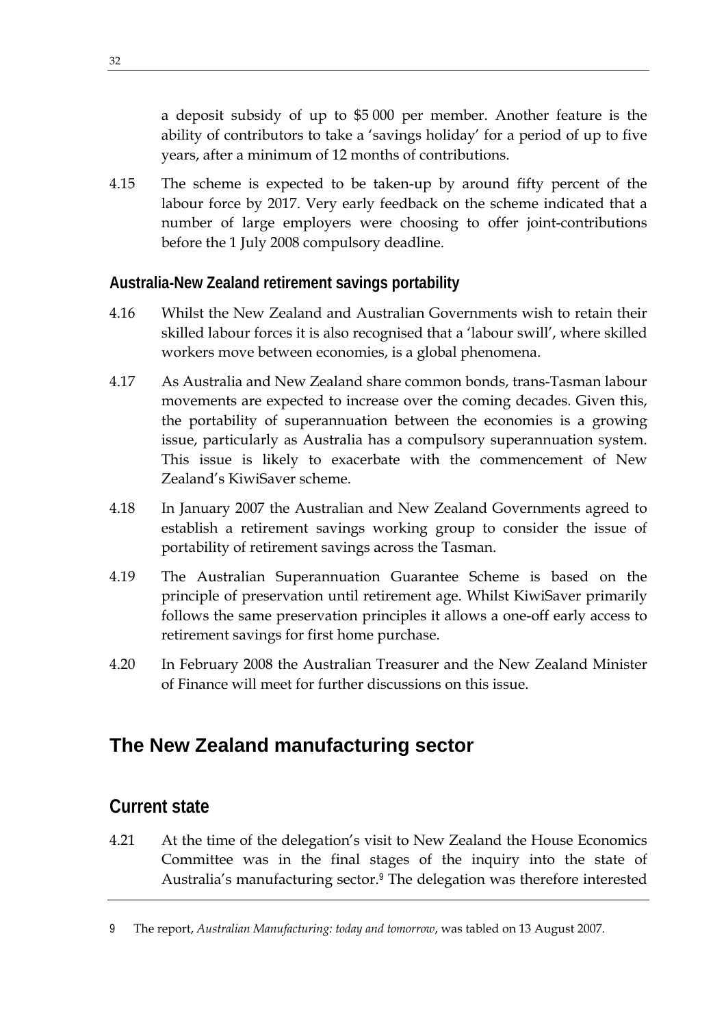a deposit subsidy of up to $5 000 per member. Another feature is the ability of contributors to take a 'savings holiday' for a period of up to five years, after a minimum of 12 months of contributions.

4.15 The scheme is expected to be taken-up by around fifty percent of the labour force by 2017. Very early feedback on the scheme indicated that a number of large employers were choosing to offer joint-contributions before the 1 July 2008 compulsory deadline.

### Australia-New Zealand retirement savings portability

4.16 Whilst the New Zealand and Australian Governments wish to retain their skilled labour forces it is also recognised that a 'labour swill', where skilled workers move between economies, is a global phenomena.

4.17 As Australia and New Zealand share common bonds, trans-Tasman labour movements are expected to increase over the coming decades. Given this, the portability of superannuation between the economies is a growing issue, particularly as Australia has a compulsory superannuation system. This issue is likely to exacerbate with the commencement of New Zealand's KiwiSaver scheme.

4.18 In January 2007 the Australian and New Zealand Governments agreed to establish a retirement savings working group to consider the issue of portability of retirement savings across the Tasman.

4.19 The Australian Superannuation Guarantee Scheme is based on the principle of preservation until retirement age. Whilst KiwiSaver primarily follows the same preservation principles it allows a one-off early access to retirement savings for first home purchase.

4.20 In February 2008 the Australian Treasurer and the New Zealand Minister of Finance will meet for further discussions on this issue.

## The New Zealand manufacturing sector

### Current state

4.21 At the time of the delegation's visit to New Zealand the House Economics Committee was in the final stages of the inquiry into the state of Australia's manufacturing sector.[9] The delegation was therefore interested

9 The report, *Australian Manufacturing: today and tomorrow*, was tabled on 13 August 2007.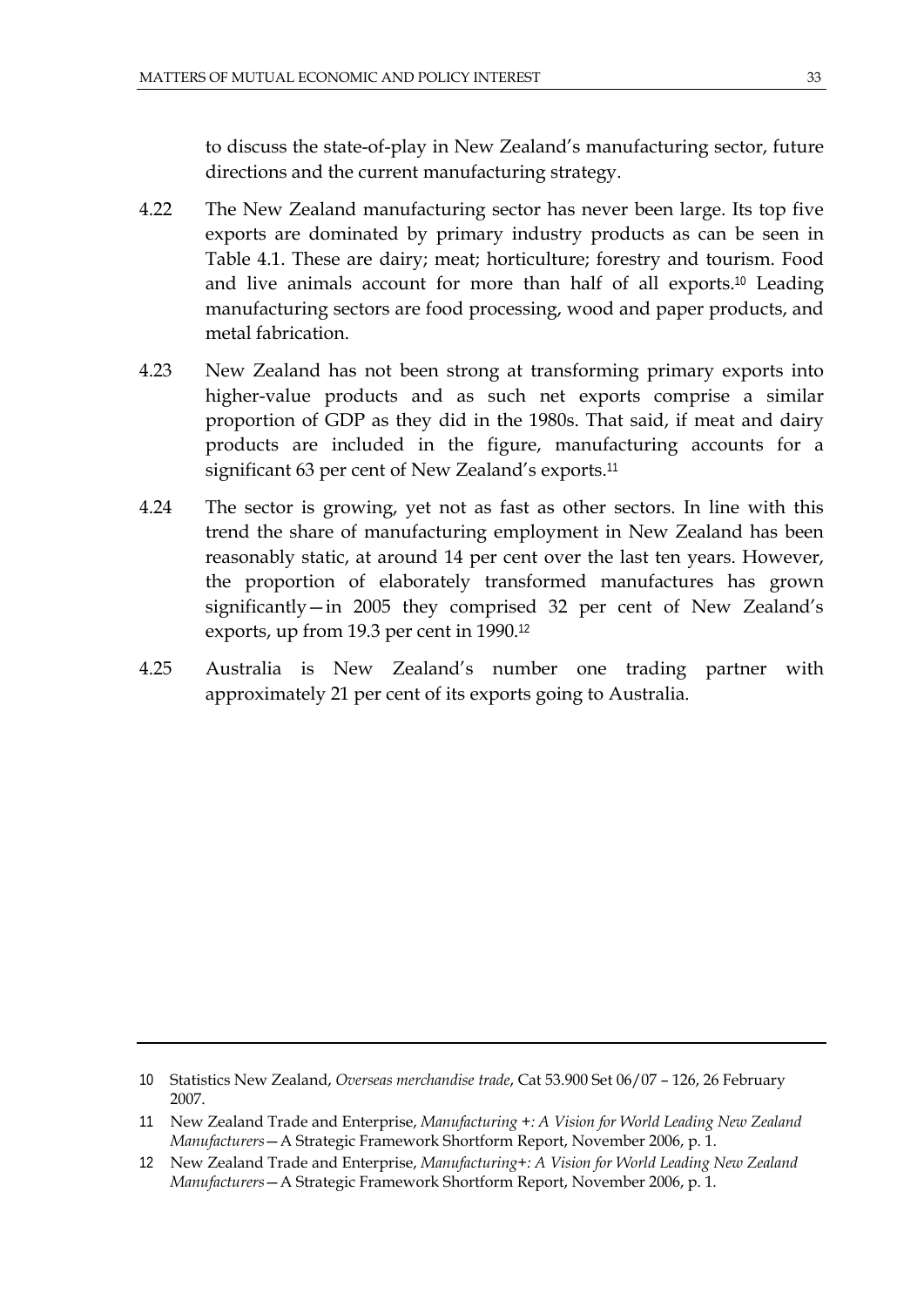to discuss the state-of-play in New Zealand's manufacturing sector, future directions and the current manufacturing strategy.

4.22 The New Zealand manufacturing sector has never been large. Its top five exports are dominated by primary industry products as can be seen in Table 4.1. These are dairy; meat; horticulture; forestry and tourism. Food and live animals account for more than half of all exports.[10] Leading manufacturing sectors are food processing, wood and paper products, and metal fabrication.

4.23 New Zealand has not been strong at transforming primary exports into higher-value products and as such net exports comprise a similar proportion of GDP as they did in the 1980s. That said, if meat and dairy products are included in the figure, manufacturing accounts for a significant 63 per cent of New Zealand's exports.[11]

4.24 The sector is growing, yet not as fast as other sectors. In line with this trend the share of manufacturing employment in New Zealand has been reasonably static, at around 14 per cent over the last ten years. However, the proportion of elaborately transformed manufactures has grown significantly—in 2005 they comprised 32 per cent of New Zealand's exports, up from 19.3 per cent in 1990.[12]

4.25 Australia is New Zealand's number one trading partner with approximately 21 per cent of its exports going to Australia.

---

10 Statistics New Zealand, *Overseas merchandise trade*, Cat 53.900 Set 06/07 – 126, 26 February 2007.

11 New Zealand Trade and Enterprise, *Manufacturing +: A Vision for World Leading New Zealand Manufacturers*—A Strategic Framework Shortform Report, November 2006, p. 1.

12 New Zealand Trade and Enterprise, *Manufacturing+: A Vision for World Leading New Zealand Manufacturers*—A Strategic Framework Shortform Report, November 2006, p. 1.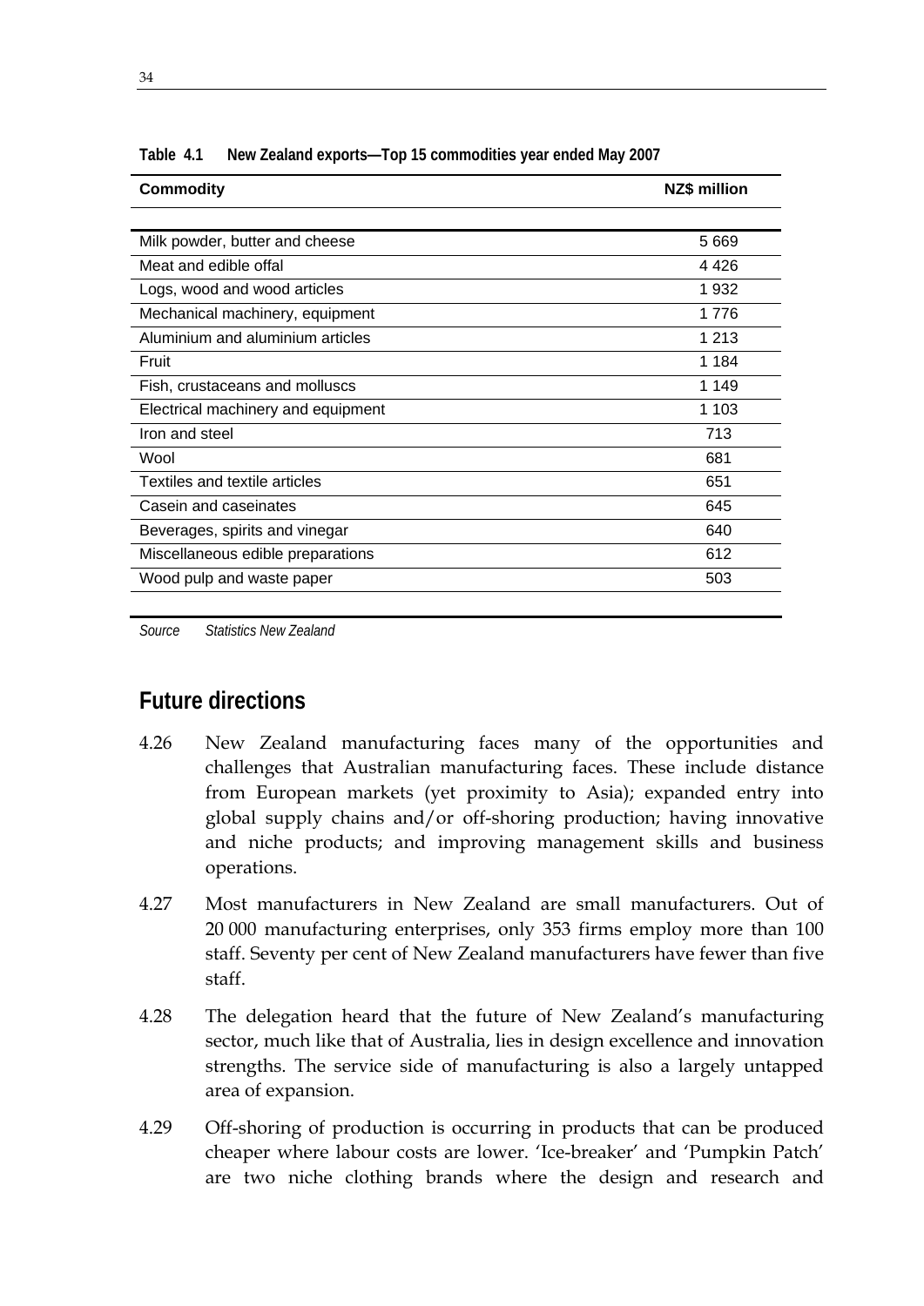**Table 4.1 New Zealand exports—Top 15 commodities year ended May 2007**

| Commodity | NZ$ million |
| --- | --- |
| Milk powder, butter and cheese | 5 669 |
| Meat and edible offal | 4 426 |
| Logs, wood and wood articles | 1 932 |
| Mechanical machinery, equipment | 1 776 |
| Aluminium and aluminium articles | 1 213 |
| Fruit | 1 184 |
| Fish, crustaceans and molluscs | 1 149 |
| Electrical machinery and equipment | 1 103 |
| Iron and steel | 713 |
| Wool | 681 |
| Textiles and textile articles | 651 |
| Casein and caseinates | 645 |
| Beverages, spirits and vinegar | 640 |
| Miscellaneous edible preparations | 612 |
| Wood pulp and waste paper | 503 |

*Source Statistics New Zealand*

## Future directions

4.26 New Zealand manufacturing faces many of the opportunities and challenges that Australian manufacturing faces. These include distance from European markets (yet proximity to Asia); expanded entry into global supply chains and/or off-shoring production; having innovative and niche products; and improving management skills and business operations.

4.27 Most manufacturers in New Zealand are small manufacturers. Out of 20 000 manufacturing enterprises, only 353 firms employ more than 100 staff. Seventy per cent of New Zealand manufacturers have fewer than five staff.

4.28 The delegation heard that the future of New Zealand's manufacturing sector, much like that of Australia, lies in design excellence and innovation strengths. The service side of manufacturing is also a largely untapped area of expansion.

4.29 Off-shoring of production is occurring in products that can be produced cheaper where labour costs are lower. 'Ice-breaker' and 'Pumpkin Patch' are two niche clothing brands where the design and research and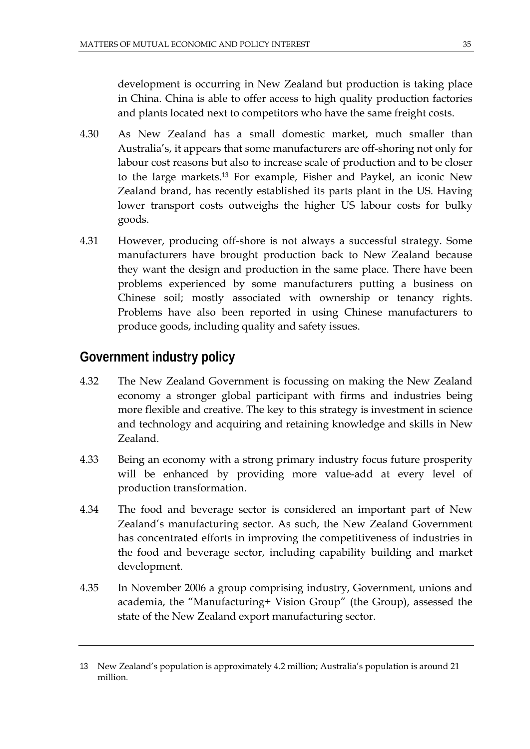development is occurring in New Zealand but production is taking place in China. China is able to offer access to high quality production factories and plants located next to competitors who have the same freight costs.

4.30 As New Zealand has a small domestic market, much smaller than Australia's, it appears that some manufacturers are off-shoring not only for labour cost reasons but also to increase scale of production and to be closer to the large markets.[13] For example, Fisher and Paykel, an iconic New Zealand brand, has recently established its parts plant in the US. Having lower transport costs outweighs the higher US labour costs for bulky goods.

4.31 However, producing off-shore is not always a successful strategy. Some manufacturers have brought production back to New Zealand because they want the design and production in the same place. There have been problems experienced by some manufacturers putting a business on Chinese soil; mostly associated with ownership or tenancy rights. Problems have also been reported in using Chinese manufacturers to produce goods, including quality and safety issues.

## Government industry policy

4.32 The New Zealand Government is focussing on making the New Zealand economy a stronger global participant with firms and industries being more flexible and creative. The key to this strategy is investment in science and technology and acquiring and retaining knowledge and skills in New Zealand.

4.33 Being an economy with a strong primary industry focus future prosperity will be enhanced by providing more value-add at every level of production transformation.

4.34 The food and beverage sector is considered an important part of New Zealand's manufacturing sector. As such, the New Zealand Government has concentrated efforts in improving the competitiveness of industries in the food and beverage sector, including capability building and market development.

4.35 In November 2006 a group comprising industry, Government, unions and academia, the "Manufacturing+ Vision Group" (the Group), assessed the state of the New Zealand export manufacturing sector.

---

13 New Zealand's population is approximately 4.2 million; Australia's population is around 21 million.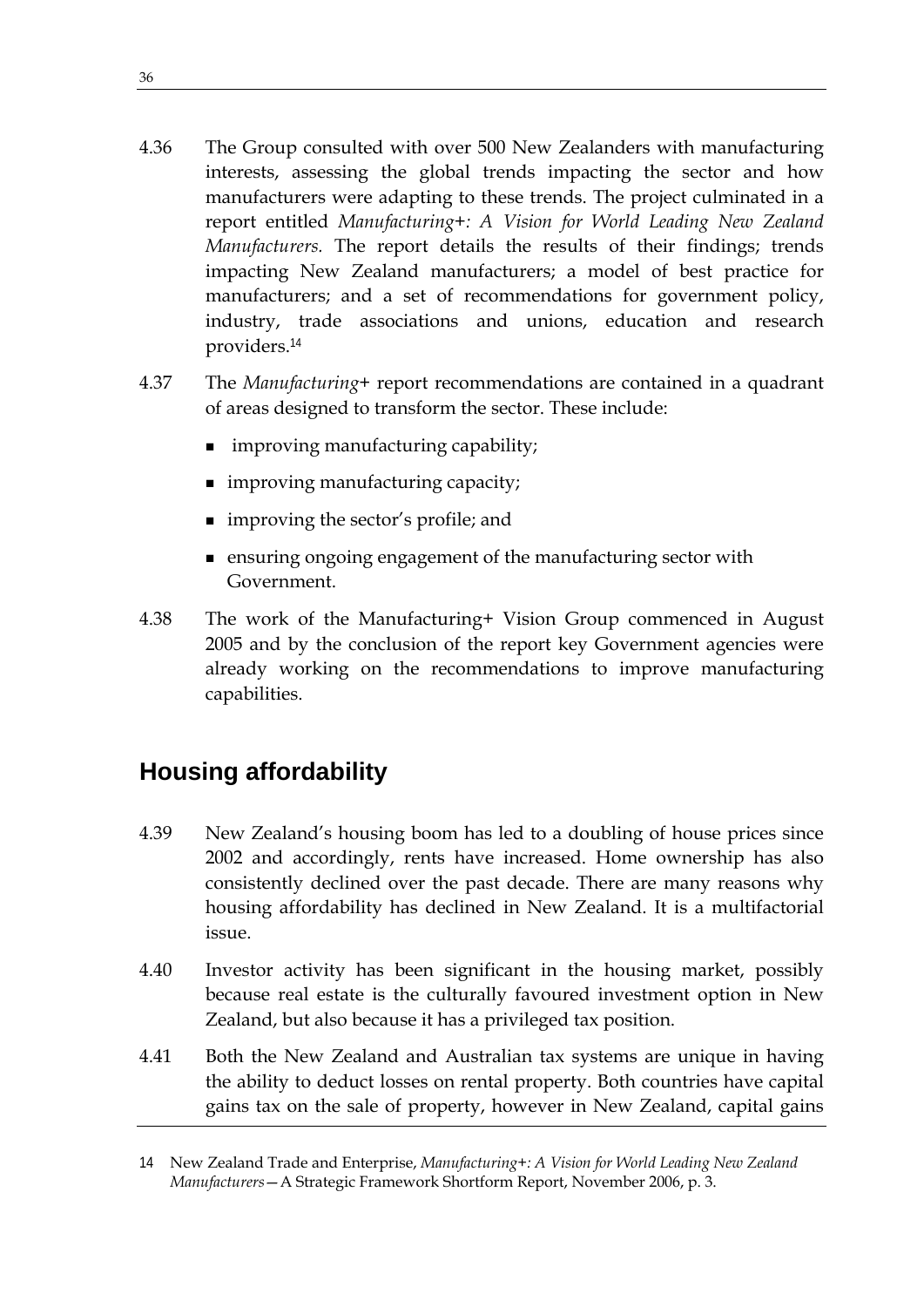4.36 The Group consulted with over 500 New Zealanders with manufacturing interests, assessing the global trends impacting the sector and how manufacturers were adapting to these trends. The project culminated in a report entitled *Manufacturing+: A Vision for World Leading New Zealand Manufacturers.* The report details the results of their findings; trends impacting New Zealand manufacturers; a model of best practice for manufacturers; and a set of recommendations for government policy, industry, trade associations and unions, education and research providers.[14]

4.37 The *Manufacturing+* report recommendations are contained in a quadrant of areas designed to transform the sector. These include:

- improving manufacturing capability;
- improving manufacturing capacity;
- improving the sector's profile; and
- ensuring ongoing engagement of the manufacturing sector with Government.

4.38 The work of the Manufacturing+ Vision Group commenced in August 2005 and by the conclusion of the report key Government agencies were already working on the recommendations to improve manufacturing capabilities.

## Housing affordability

4.39 New Zealand's housing boom has led to a doubling of house prices since 2002 and accordingly, rents have increased. Home ownership has also consistently declined over the past decade. There are many reasons why housing affordability has declined in New Zealand. It is a multifactorial issue.

4.40 Investor activity has been significant in the housing market, possibly because real estate is the culturally favoured investment option in New Zealand, but also because it has a privileged tax position.

4.41 Both the New Zealand and Australian tax systems are unique in having the ability to deduct losses on rental property. Both countries have capital gains tax on the sale of property, however in New Zealand, capital gains

---

14 New Zealand Trade and Enterprise, *Manufacturing+: A Vision for World Leading New Zealand Manufacturers*—A Strategic Framework Shortform Report, November 2006, p. 3.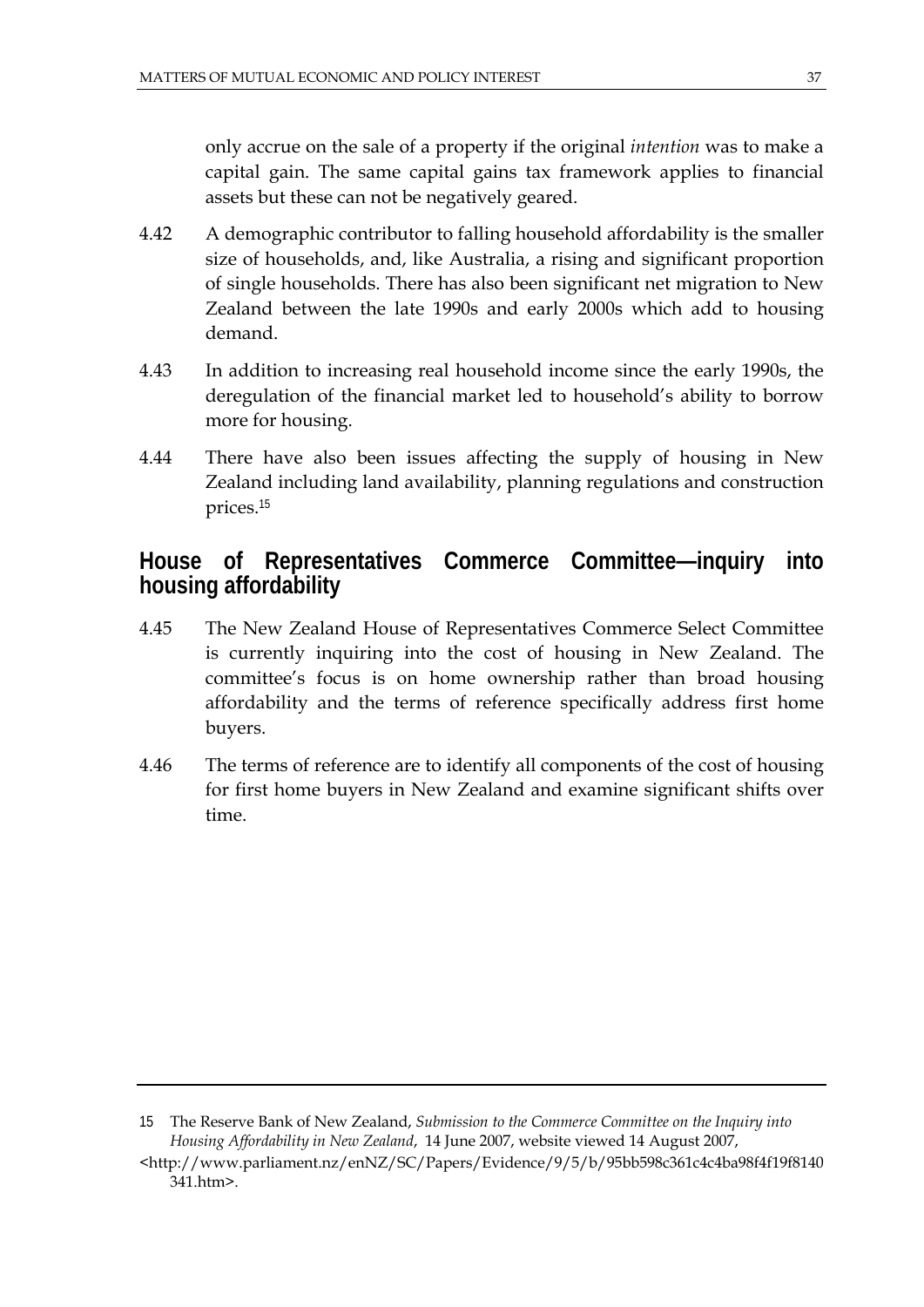only accrue on the sale of a property if the original *intention* was to make a capital gain. The same capital gains tax framework applies to financial assets but these can not be negatively geared.

4.42 A demographic contributor to falling household affordability is the smaller size of households, and, like Australia, a rising and significant proportion of single households. There has also been significant net migration to New Zealand between the late 1990s and early 2000s which add to housing demand.

4.43 In addition to increasing real household income since the early 1990s, the deregulation of the financial market led to household's ability to borrow more for housing.

4.44 There have also been issues affecting the supply of housing in New Zealand including land availability, planning regulations and construction prices.[15]

## House of Representatives Commerce Committee—inquiry into housing affordability

4.45 The New Zealand House of Representatives Commerce Select Committee is currently inquiring into the cost of housing in New Zealand. The committee's focus is on home ownership rather than broad housing affordability and the terms of reference specifically address first home buyers.

4.46 The terms of reference are to identify all components of the cost of housing for first home buyers in New Zealand and examine significant shifts over time.

---

15 The Reserve Bank of New Zealand, *Submission to the Commerce Committee on the Inquiry into Housing Affordability in New Zealand*, 14 June 2007, website viewed 14 August 2007, <http://www.parliament.nz/enNZ/SC/Papers/Evidence/9/5/b/95bb598c361c4c4ba98f4f19f8140341.htm>.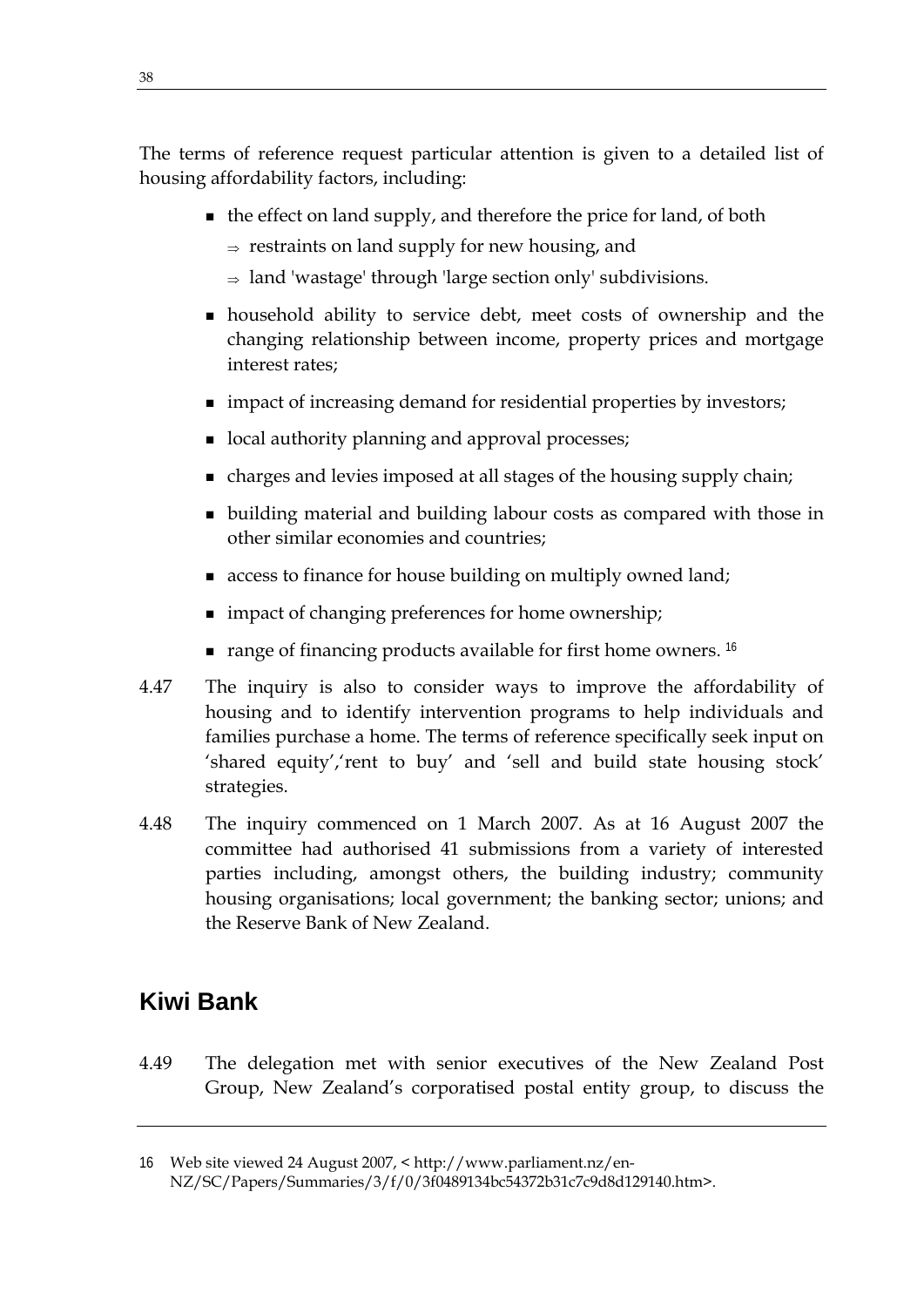The terms of reference request particular attention is given to a detailed list of housing affordability factors, including:

- the effect on land supply, and therefore the price for land, of both
  - ⇒ restraints on land supply for new housing, and
  - ⇒ land 'wastage' through 'large section only' subdivisions.
- household ability to service debt, meet costs of ownership and the changing relationship between income, property prices and mortgage interest rates;
- impact of increasing demand for residential properties by investors;
- local authority planning and approval processes;
- charges and levies imposed at all stages of the housing supply chain;
- building material and building labour costs as compared with those in other similar economies and countries;
- access to finance for house building on multiply owned land;
- impact of changing preferences for home ownership;
- range of financing products available for first home owners. [16]

4.47 The inquiry is also to consider ways to improve the affordability of housing and to identify intervention programs to help individuals and families purchase a home. The terms of reference specifically seek input on 'shared equity','rent to buy' and 'sell and build state housing stock' strategies.

4.48 The inquiry commenced on 1 March 2007. As at 16 August 2007 the committee had authorised 41 submissions from a variety of interested parties including, amongst others, the building industry; community housing organisations; local government; the banking sector; unions; and the Reserve Bank of New Zealand.

## Kiwi Bank

4.49 The delegation met with senior executives of the New Zealand Post Group, New Zealand's corporatised postal entity group, to discuss the

---

16 Web site viewed 24 August 2007, < http://www.parliament.nz/en-NZ/SC/Papers/Summaries/3/f/0/3f0489134bc54372b31c7c9d8d129140.htm>.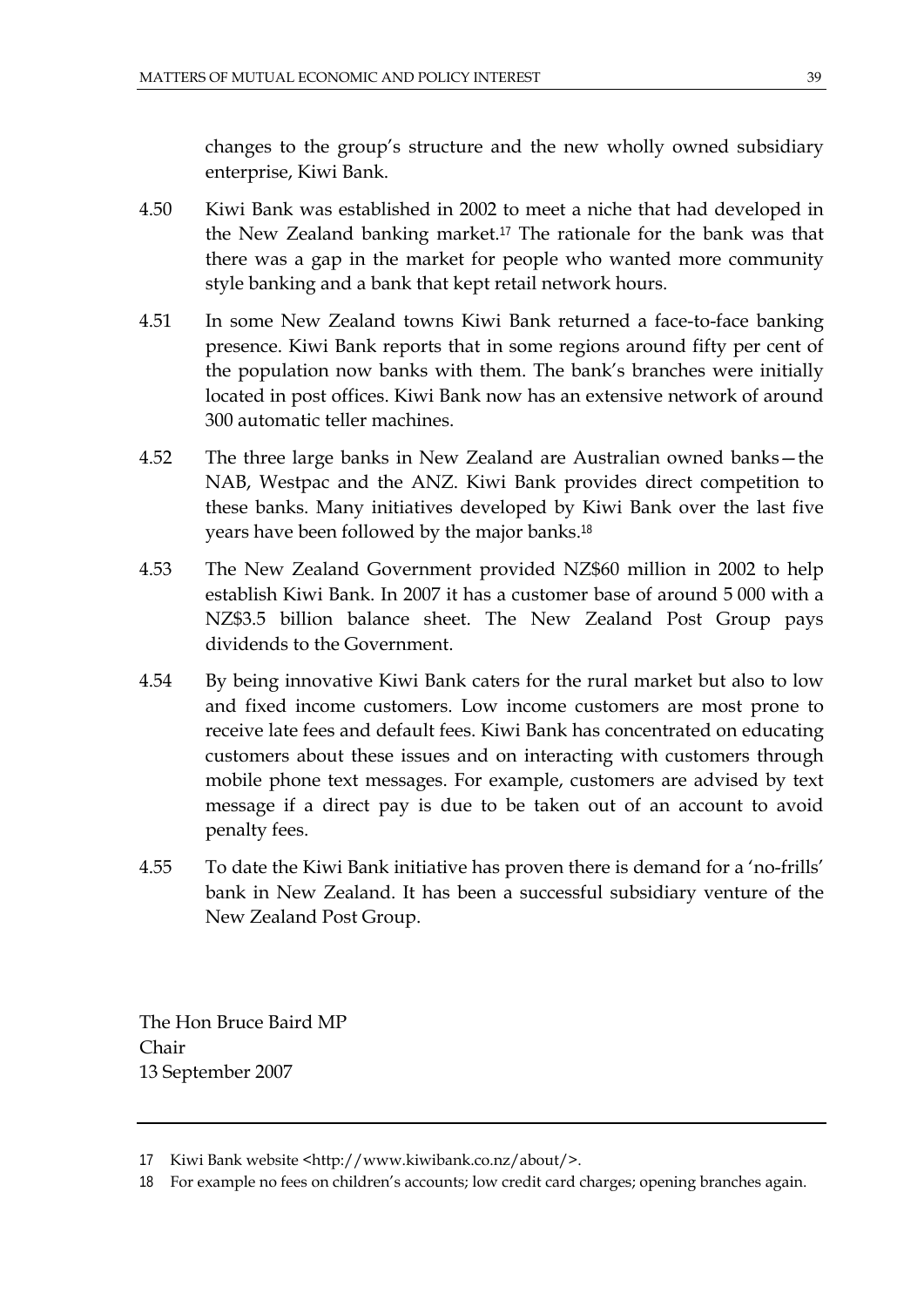changes to the group's structure and the new wholly owned subsidiary enterprise, Kiwi Bank.

4.50 Kiwi Bank was established in 2002 to meet a niche that had developed in the New Zealand banking market.[17] The rationale for the bank was that there was a gap in the market for people who wanted more community style banking and a bank that kept retail network hours.

4.51 In some New Zealand towns Kiwi Bank returned a face-to-face banking presence. Kiwi Bank reports that in some regions around fifty per cent of the population now banks with them. The bank's branches were initially located in post offices. Kiwi Bank now has an extensive network of around 300 automatic teller machines.

4.52 The three large banks in New Zealand are Australian owned banks—the NAB, Westpac and the ANZ. Kiwi Bank provides direct competition to these banks. Many initiatives developed by Kiwi Bank over the last five years have been followed by the major banks.[18]

4.53 The New Zealand Government provided NZ$60 million in 2002 to help establish Kiwi Bank. In 2007 it has a customer base of around 5 000 with a NZ$3.5 billion balance sheet. The New Zealand Post Group pays dividends to the Government.

4.54 By being innovative Kiwi Bank caters for the rural market but also to low and fixed income customers. Low income customers are most prone to receive late fees and default fees. Kiwi Bank has concentrated on educating customers about these issues and on interacting with customers through mobile phone text messages. For example, customers are advised by text message if a direct pay is due to be taken out of an account to avoid penalty fees.

4.55 To date the Kiwi Bank initiative has proven there is demand for a 'no-frills' bank in New Zealand. It has been a successful subsidiary venture of the New Zealand Post Group.

The Hon Bruce Baird MP
Chair
13 September 2007

---

17 Kiwi Bank website <http://www.kiwibank.co.nz/about/>.

18 For example no fees on children's accounts; low credit card charges; opening branches again.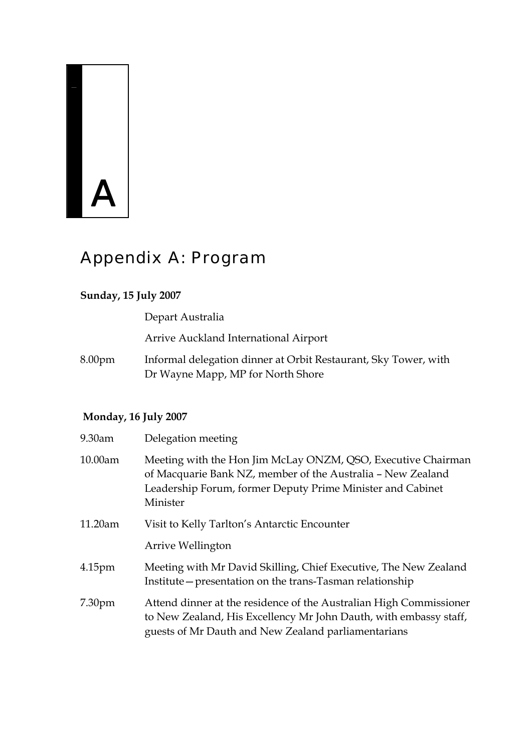# Appendix A: Program

**Sunday, 15 July 2007**

|  |  |
|---|---|
|  | Depart Australia |
|  | Arrive Auckland International Airport |
| 8.00pm | Informal delegation dinner at Orbit Restaurant, Sky Tower, with Dr Wayne Mapp, MP for North Shore |

**Monday, 16 July 2007**

|  |  |
|---|---|
| 9.30am | Delegation meeting |
| 10.00am | Meeting with the Hon Jim McLay ONZM, QSO, Executive Chairman of Macquarie Bank NZ, member of the Australia – New Zealand Leadership Forum, former Deputy Prime Minister and Cabinet Minister |
| 11.20am | Visit to Kelly Tarlton's Antarctic Encounter |
|  | Arrive Wellington |
| 4.15pm | Meeting with Mr David Skilling, Chief Executive, The New Zealand Institute—presentation on the trans-Tasman relationship |
| 7.30pm | Attend dinner at the residence of the Australian High Commissioner to New Zealand, His Excellency Mr John Dauth, with embassy staff, guests of Mr Dauth and New Zealand parliamentarians |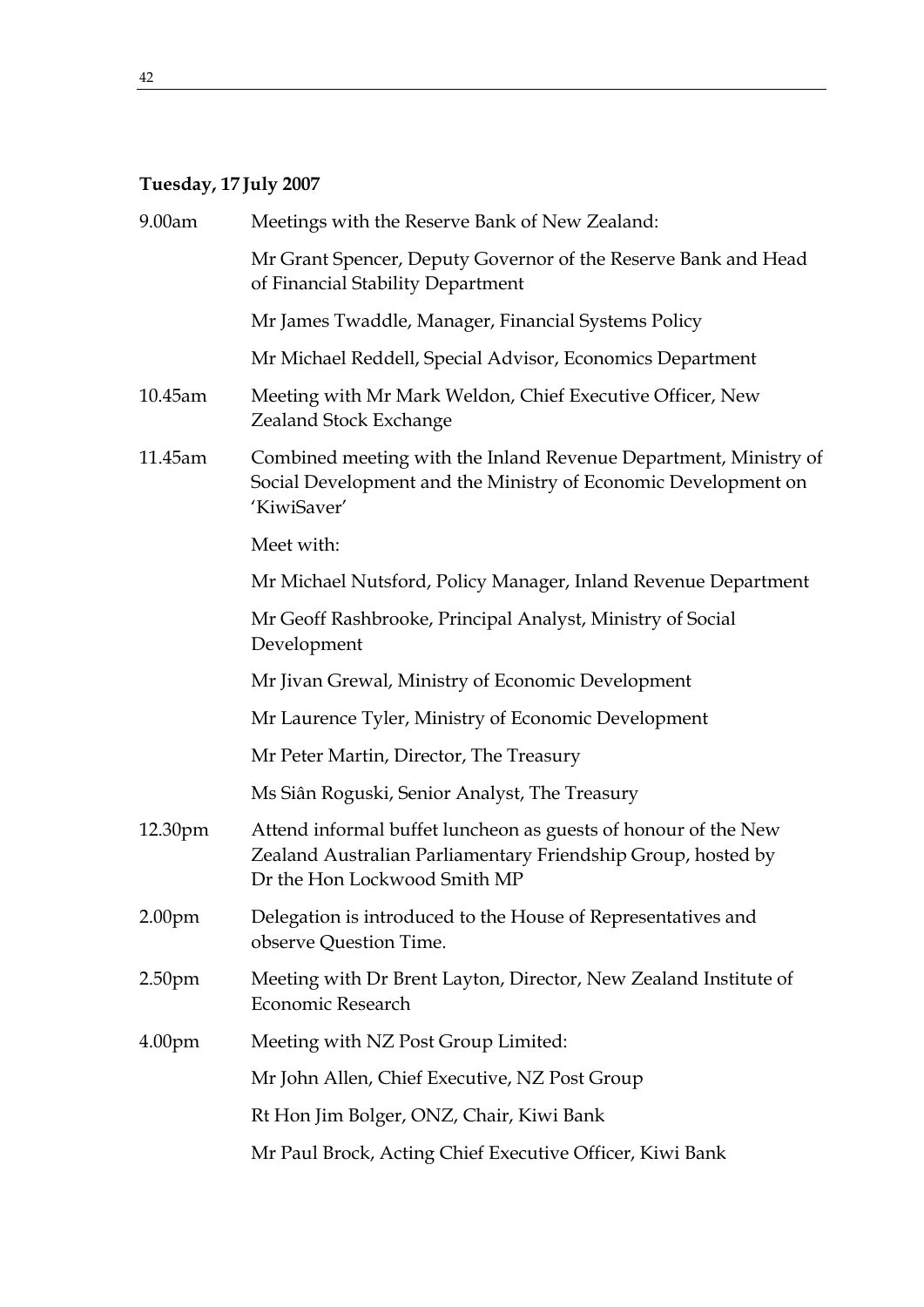**Tuesday, 17 July 2007**

| | |
|---|---|
| 9.00am | Meetings with the Reserve Bank of New Zealand: |
| | Mr Grant Spencer, Deputy Governor of the Reserve Bank and Head of Financial Stability Department |
| | Mr James Twaddle, Manager, Financial Systems Policy |
| | Mr Michael Reddell, Special Advisor, Economics Department |
| 10.45am | Meeting with Mr Mark Weldon, Chief Executive Officer, New Zealand Stock Exchange |
| 11.45am | Combined meeting with the Inland Revenue Department, Ministry of Social Development and the Ministry of Economic Development on 'KiwiSaver' |
| | Meet with: |
| | Mr Michael Nutsford, Policy Manager, Inland Revenue Department |
| | Mr Geoff Rashbrooke, Principal Analyst, Ministry of Social Development |
| | Mr Jivan Grewal, Ministry of Economic Development |
| | Mr Laurence Tyler, Ministry of Economic Development |
| | Mr Peter Martin, Director, The Treasury |
| | Ms Siân Roguski, Senior Analyst, The Treasury |
| 12.30pm | Attend informal buffet luncheon as guests of honour of the New Zealand Australian Parliamentary Friendship Group, hosted by Dr the Hon Lockwood Smith MP |
| 2.00pm | Delegation is introduced to the House of Representatives and observe Question Time. |
| 2.50pm | Meeting with Dr Brent Layton, Director, New Zealand Institute of Economic Research |
| 4.00pm | Meeting with NZ Post Group Limited: |
| | Mr John Allen, Chief Executive, NZ Post Group |
| | Rt Hon Jim Bolger, ONZ, Chair, Kiwi Bank |
| | Mr Paul Brock, Acting Chief Executive Officer, Kiwi Bank |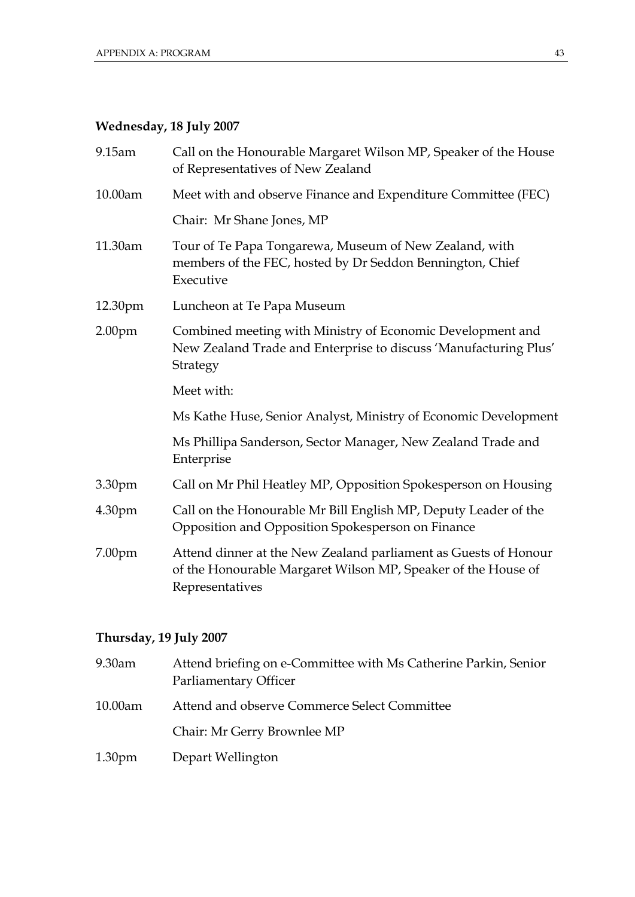**Wednesday, 18 July 2007**

| | |
|---|---|
| 9.15am | Call on the Honourable Margaret Wilson MP, Speaker of the House of Representatives of New Zealand |
| 10.00am | Meet with and observe Finance and Expenditure Committee (FEC) |
| | Chair: Mr Shane Jones, MP |
| 11.30am | Tour of Te Papa Tongarewa, Museum of New Zealand, with members of the FEC, hosted by Dr Seddon Bennington, Chief Executive |
| 12.30pm | Luncheon at Te Papa Museum |
| 2.00pm | Combined meeting with Ministry of Economic Development and New Zealand Trade and Enterprise to discuss 'Manufacturing Plus' Strategy |
| | Meet with: |
| | Ms Kathe Huse, Senior Analyst, Ministry of Economic Development |
| | Ms Phillipa Sanderson, Sector Manager, New Zealand Trade and Enterprise |
| 3.30pm | Call on Mr Phil Heatley MP, Opposition Spokesperson on Housing |
| 4.30pm | Call on the Honourable Mr Bill English MP, Deputy Leader of the Opposition and Opposition Spokesperson on Finance |
| 7.00pm | Attend dinner at the New Zealand parliament as Guests of Honour of the Honourable Margaret Wilson MP, Speaker of the House of Representatives |

**Thursday, 19 July 2007**

| | |
|---|---|
| 9.30am | Attend briefing on e-Committee with Ms Catherine Parkin, Senior Parliamentary Officer |
| 10.00am | Attend and observe Commerce Select Committee |
| | Chair: Mr Gerry Brownlee MP |
| 1.30pm | Depart Wellington |